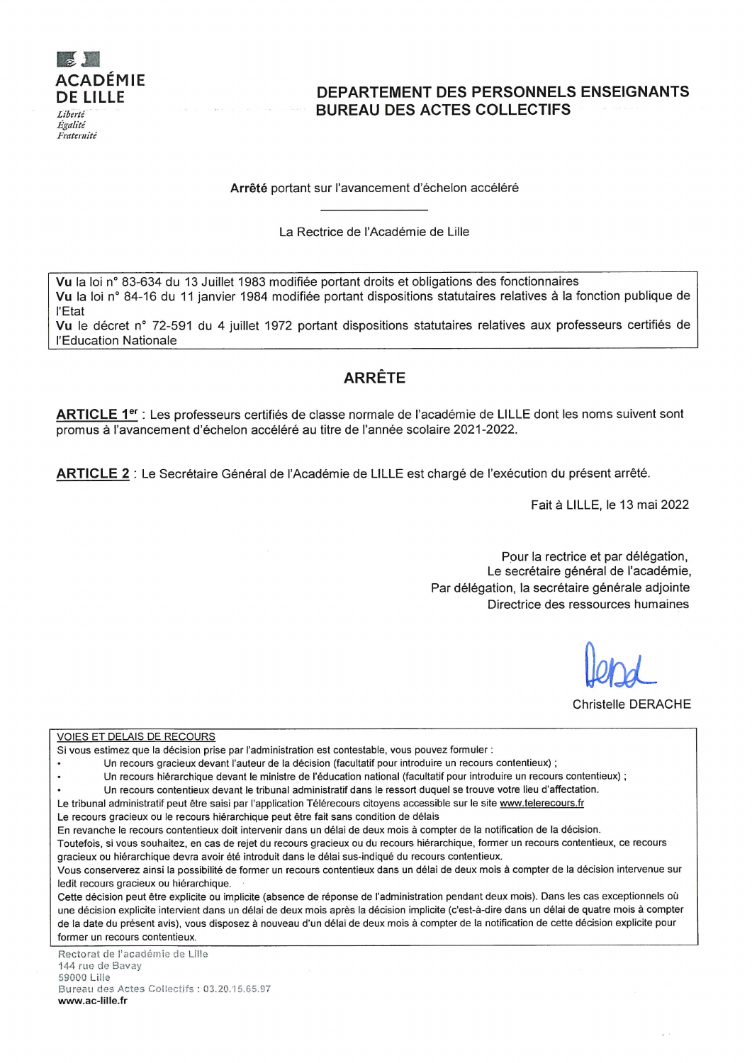ACADÉMIE DE LILLE

*Liberté*
*Égalité*
*Fraternité*

**DEPARTEMENT DES PERSONNELS ENSEIGNANTS**
**BUREAU DES ACTES COLLECTIFS**

**Arrêté** portant sur l'avancement d'échelon accéléré

La Rectrice de l'Académie de Lille

**Vu** la loi n° 83-634 du 13 Juillet 1983 modifiée portant droits et obligations des fonctionnaires
**Vu** la loi n° 84-16 du 11 janvier 1984 modifiée portant dispositions statutaires relatives à la fonction publique de l'Etat
**Vu** le décret n° 72-591 du 4 juillet 1972 portant dispositions statutaires relatives aux professeurs certifiés de l'Education Nationale

## ARRÊTE

**ARTICLE 1er** : Les professeurs certifiés de classe normale de l'académie de LILLE dont les noms suivent sont promus à l'avancement d'échelon accéléré au titre de l'année scolaire 2021-2022.

**ARTICLE 2** : Le Secrétaire Général de l'Académie de LILLE est chargé de l'exécution du présent arrêté.

Fait à LILLE, le 13 mai 2022

Pour la rectrice et par délégation,
Le secrétaire général de l'académie,
Par délégation, la secrétaire générale adjointe
Directrice des ressources humaines

Christelle DERACHE

VOIES ET DELAIS DE RECOURS

Si vous estimez que la décision prise par l'administration est contestable, vous pouvez formuler :

- Un recours gracieux devant l'auteur de la décision (facultatif pour introduire un recours contentieux) ;
- Un recours hiérarchique devant le ministre de l'éducation national (facultatif pour introduire un recours contentieux) ;
- Un recours contentieux devant le tribunal administratif dans le ressort duquel se trouve votre lieu d'affectation.

Le tribunal administratif peut être saisi par l'application Télérecours citoyens accessible sur le site www.telerecours.fr
Le recours gracieux ou le recours hiérarchique peut être fait sans condition de délais
En revanche le recours contentieux doit intervenir dans un délai de deux mois à compter de la notification de la décision.
Toutefois, si vous souhaitez, en cas de rejet du recours gracieux ou du recours hiérarchique, former un recours contentieux, ce recours gracieux ou hiérarchique devra avoir été introduit dans le délai sus-indiqué du recours contentieux.
Vous conserverez ainsi la possibilité de former un recours contentieux dans un délai de deux mois à compter de la décision intervenue sur ledit recours gracieux ou hiérarchique.
Cette décision peut être explicite ou implicite (absence de réponse de l'administration pendant deux mois). Dans les cas exceptionnels où une décision explicite intervient dans un délai de deux mois après la décision implicite (c'est-à-dire dans un délai de quatre mois à compter de la date du présent avis), vous disposez à nouveau d'un délai de deux mois à compter de la notification de cette décision explicite pour former un recours contentieux.

Rectorat de l'académie de Lille
144 rue de Bavay
59000 Lille
Bureau des Actes Collectifs : 03.20.15.65.97
**www.ac-lille.fr**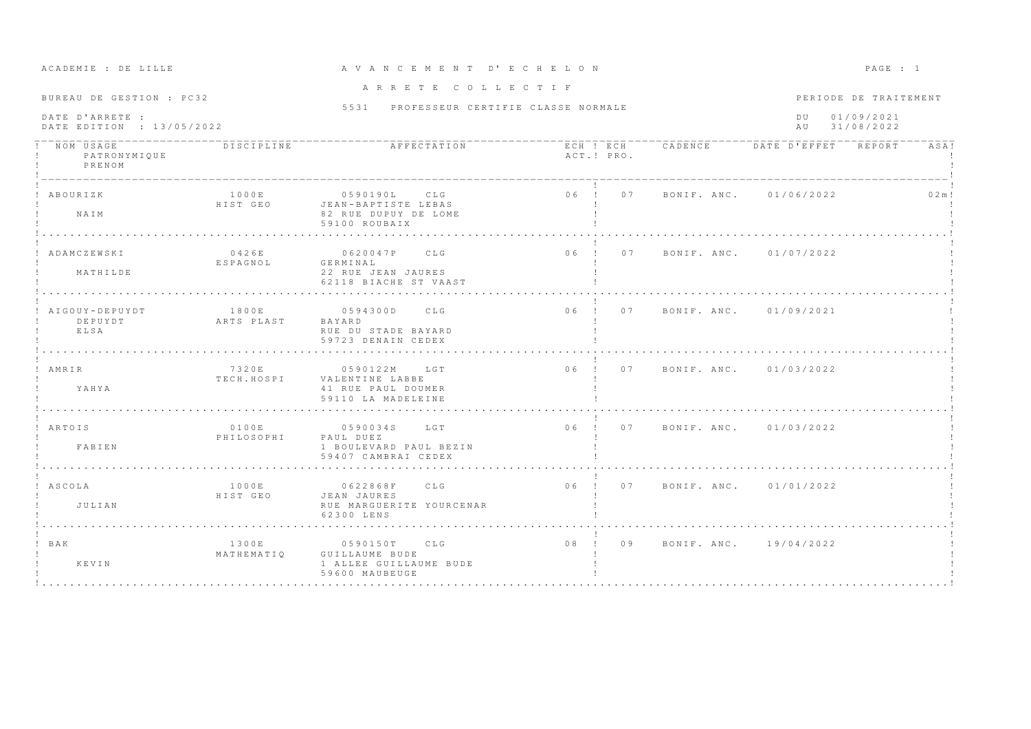ACADEMIE : DE LILLE

# A V A N C E M E N T D' E C H E L O N

## A R R E T E C O L L E C T I F

BUREAU DE GESTION : PC32

5531 PROFESSEUR CERTIFIE CLASSE NORMALE

DATE D'ARRETE :
DATE EDITION : 13/05/2022

PERIODE DE TRAITEMENT
DU 01/09/2021
AU 31/08/2022

| NOM USAGE / PATRONYMIQUE / PRENOM | DISCIPLINE | AFFECTATION | ECH ACT. | ECH PRO. | CADENCE | DATE D'EFFET | REPORT | ASA |
|---|---|---|---|---|---|---|---|---|
| ABOURIZK<br>NAIM | 1000E<br>HIST GEO | 0590190L CLG<br>JEAN-BAPTISTE LEBAS<br>82 RUE DUPUY DE LOME<br>59100 ROUBAIX | 06 | 07 | BONIF. ANC. | 01/06/2022 | | 02m |
| ADAMCZEWSKI<br>MATHILDE | 0426E<br>ESPAGNOL | 0620047P CLG<br>GERMINAL<br>22 RUE JEAN JAURES<br>62118 BIACHE ST VAAST | 06 | 07 | BONIF. ANC. | 01/07/2022 | | |
| AIGOUY-DEPUYDT<br>DEPUYDT<br>ELSA | 1800E<br>ARTS PLAST | 0594300D CLG<br>BAYARD<br>RUE DU STADE BAYARD<br>59723 DENAIN CEDEX | 06 | 07 | BONIF. ANC. | 01/09/2021 | | |
| AMRIR<br>YAHYA | 7320E<br>TECH.HOSPI | 0590122M LGT<br>VALENTINE LABBE<br>41 RUE PAUL DOUMER<br>59110 LA MADELEINE | 06 | 07 | BONIF. ANC. | 01/03/2022 | | |
| ARTOIS<br>FABIEN | 0100E<br>PHILOSOPHI | 0590034S LGT<br>PAUL DUEZ<br>1 BOULEVARD PAUL BEZIN<br>59407 CAMBRAI CEDEX | 06 | 07 | BONIF. ANC. | 01/03/2022 | | |
| ASCOLA<br>JULIAN | 1000E<br>HIST GEO | 0622868F CLG<br>JEAN JAURES<br>RUE MARGUERITE YOURCENAR<br>62300 LENS | 06 | 07 | BONIF. ANC. | 01/01/2022 | | |
| BAK<br>KEVIN | 1300E<br>MATHEMATIQ | 0590150T CLG<br>GUILLAUME BUDE<br>1 ALLEE GUILLAUME BUDE<br>59600 MAUBEUGE | 08 | 09 | BONIF. ANC. | 19/04/2022 | | |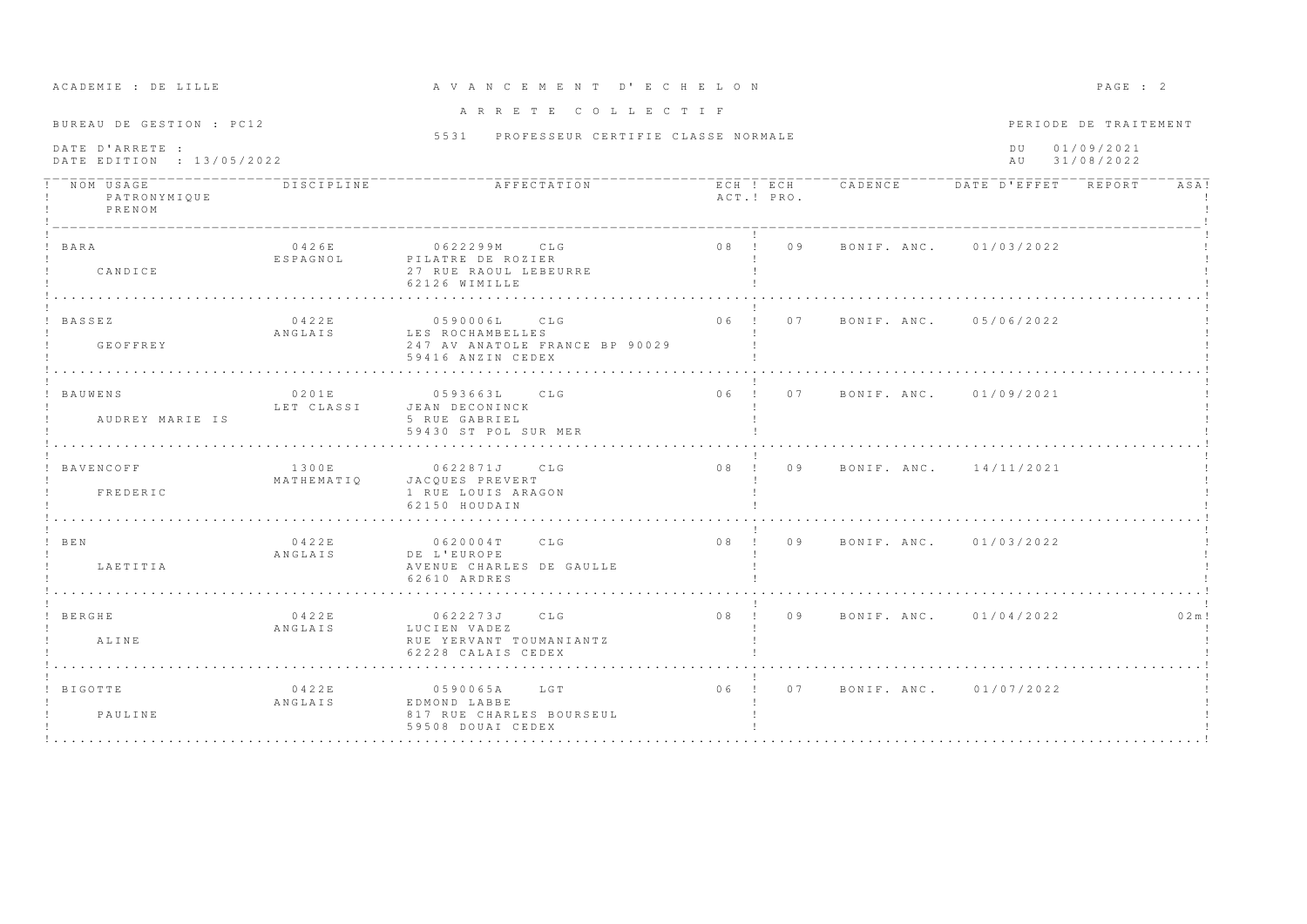ACADEMIE : DE LILLE

# A V A N C E M E N T D' E C H E L O N

## A R R E T E C O L L E C T I F

BUREAU DE GESTION : PC12

5531 PROFESSEUR CERTIFIE CLASSE NORMALE

DATE D'ARRETE :
DATE EDITION : 13/05/2022

PERIODE DE TRAITEMENT
DU 01/09/2021
AU 31/08/2022

| NOM USAGE / PATRONYMIQUE / PRENOM | DISCIPLINE | AFFECTATION | ECH ACT. | ECH PRO. | CADENCE | DATE D'EFFET | REPORT | ASA |
|---|---|---|---|---|---|---|---|---|
| BARA / CANDICE | 0426E ESPAGNOL | 0622299M CLG PILATRE DE ROZIER 27 RUE RAOUL LEBEURRE 62126 WIMILLE | 08 | 09 | BONIF. ANC. | 01/03/2022 | | |
| BASSEZ / GEOFFREY | 0422E ANGLAIS | 0590006L CLG LES ROCHAMBELLES 247 AV ANATOLE FRANCE BP 90029 59416 ANZIN CEDEX | 06 | 07 | BONIF. ANC. | 05/06/2022 | | |
| BAUWENS / AUDREY MARIE IS | 0201E LET CLASSI | 0593663L CLG JEAN DECONINCK 5 RUE GABRIEL 59430 ST POL SUR MER | 06 | 07 | BONIF. ANC. | 01/09/2021 | | |
| BAVENCOFF / FREDERIC | 1300E MATHEMATIQ | 0622871J CLG JACQUES PREVERT 1 RUE LOUIS ARAGON 62150 HOUDAIN | 08 | 09 | BONIF. ANC. | 14/11/2021 | | |
| BEN / LAETITIA | 0422E ANGLAIS | 0620004T CLG DE L'EUROPE AVENUE CHARLES DE GAULLE 62610 ARDRES | 08 | 09 | BONIF. ANC. | 01/03/2022 | | |
| BERGHE / ALINE | 0422E ANGLAIS | 0622273J CLG LUCIEN VADEZ RUE YERVANT TOUMANIANTZ 62228 CALAIS CEDEX | 08 | 09 | BONIF. ANC. | 01/04/2022 | | 02m |
| BIGOTTE / PAULINE | 0422E ANGLAIS | 0590065A LGT EDMOND LABBE 817 RUE CHARLES BOURSEUL 59508 DOUAI CEDEX | 06 | 07 | BONIF. ANC. | 01/07/2022 | | |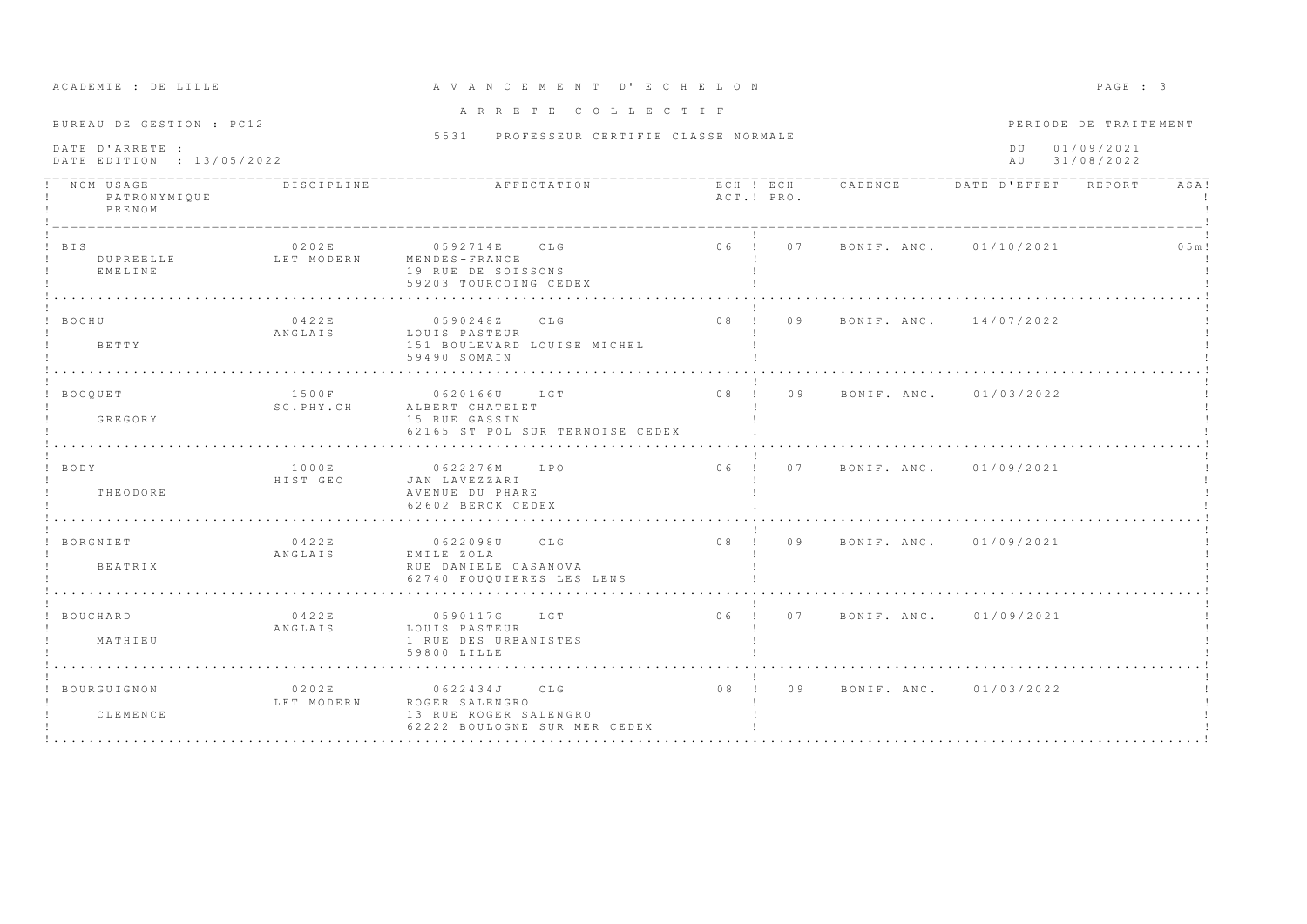ACADEMIE : DE LILLE

# A V A N C E M E N T D' E C H E L O N

## A R R E T E C O L L E C T I F

BUREAU DE GESTION : PC12

5531 PROFESSEUR CERTIFIE CLASSE NORMALE

DATE D'ARRETE :
DATE EDITION : 13/05/2022

PERIODE DE TRAITEMENT
DU 01/09/2021
AU 31/08/2022

| NOM USAGE / PATRONYMIQUE / PRENOM | DISCIPLINE | AFFECTATION | ECH ACT. | ECH PRO. | CADENCE | DATE D'EFFET | REPORT | ASA |
|---|---|---|---|---|---|---|---|---|
| BIS / DUPREELLE / EMELINE | 0202E LET MODERN | 0592714E CLG MENDES-FRANCE 19 RUE DE SOISSONS 59203 TOURCOING CEDEX | 06 | 07 | BONIF. ANC. | 01/10/2021 | | 05m |
| BOCHU / BETTY | 0422E ANGLAIS | 0590248Z CLG LOUIS PASTEUR 151 BOULEVARD LOUISE MICHEL 59490 SOMAIN | 08 | 09 | BONIF. ANC. | 14/07/2022 | | |
| BOCQUET / GREGORY | 1500F SC.PHY.CH | 0620166U LGT ALBERT CHATELET 15 RUE GASSIN 62165 ST POL SUR TERNOISE CEDEX | 08 | 09 | BONIF. ANC. | 01/03/2022 | | |
| BODY / THEODORE | 1000E HIST GEO | 0622276M LPO JAN LAVEZZARI AVENUE DU PHARE 62602 BERCK CEDEX | 06 | 07 | BONIF. ANC. | 01/09/2021 | | |
| BORGNIET / BEATRIX | 0422E ANGLAIS | 0622098U CLG EMILE ZOLA RUE DANIELE CASANOVA 62740 FOUQUIERES LES LENS | 08 | 09 | BONIF. ANC. | 01/09/2021 | | |
| BOUCHARD / MATHIEU | 0422E ANGLAIS | 0590117G LGT LOUIS PASTEUR 1 RUE DES URBANISTES 59800 LILLE | 06 | 07 | BONIF. ANC. | 01/09/2021 | | |
| BOURGUIGNON / CLEMENCE | 0202E LET MODERN | 0622434J CLG ROGER SALENGRO 13 RUE ROGER SALENGRO 62222 BOULOGNE SUR MER CEDEX | 08 | 09 | BONIF. ANC. | 01/03/2022 | | |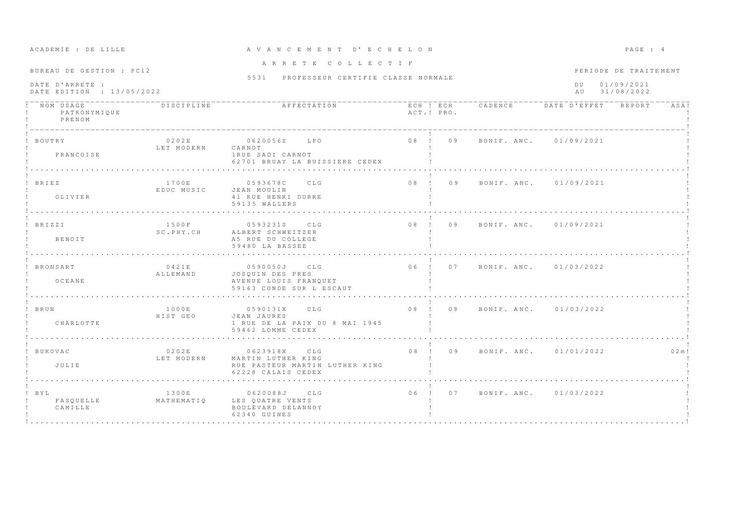ACADEMIE : DE LILLE

# A V A N C E M E N T D' E C H E L O N

## A R R E T E C O L L E C T I F

BUREAU DE GESTION : PC12

5531 PROFESSEUR CERTIFIE CLASSE NORMALE

DATE D'ARRETE :
DATE EDITION : 13/05/2022

PERIODE DE TRAITEMENT
DU 01/09/2021
AU 31/08/2022

| NOM USAGE / PATRONYMIQUE / PRENOM | DISCIPLINE | AFFECTATION | ECH ACT. | ECH PRO. | CADENCE | DATE D'EFFET | REPORT | ASA |
|---|---|---|---|---|---|---|---|---|
| BOUTRY<br>FRANCOISE | 0202E<br>LET MODERN | 0620056Z LPO<br>CARNOT<br>1RUE SADI CARNOT<br>62701 BRUAY LA BUISSIERE CEDEX | 08 | 09 | BONIF. ANC. | 01/09/2021 | | |
| BRIEZ<br>OLIVIER | 1700E<br>EDUC MUSIC | 0593678C CLG<br>JEAN MOULIN<br>41 RUE HENRI DURRE<br>59135 WALLERS | 08 | 09 | BONIF. ANC. | 01/09/2021 | | |
| BRIZZI<br>BENOIT | 1500F<br>SC.PHY.CH | 0593231S CLG<br>ALBERT SCHWEITZER<br>A5 RUE DU COLLEGE<br>59480 LA BASSEE | 08 | 09 | BONIF. ANC. | 01/09/2021 | | |
| BRONSART<br>OCEANE | 0421E<br>ALLEMAND | 0590050J CLG<br>JOSQUIN DES PRES<br>AVENUE LOUIS FRANQUET<br>59163 CONDE SUR L ESCAUT | 06 | 07 | BONIF. ANC. | 01/03/2022 | | |
| BRUN<br>CHARLOTTE | 1000E<br>HIST GEO | 0590131X CLG<br>JEAN JAURES<br>1 RUE DE LA PAIX DU 8 MAI 1945<br>59462 LOMME CEDEX | 08 | 09 | BONIF. ANC. | 01/03/2022 | | |
| BUKOVAC<br>JULIE | 0202E<br>LET MODERN | 0623918X CLG<br>MARTIN LUTHER KING<br>RUE PASTEUR MARTIN LUTHER KING<br>62228 CALAIS CEDEX | 08 | 09 | BONIF. ANC. | 01/01/2022 | | 02m |
| BYL<br>FASQUELLE<br>CAMILLE | 1300E<br>MATHEMATIQ | 0620088J CLG<br>LES QUATRE VENTS<br>BOULEVARD DELANNOY<br>62340 GUINES | 06 | 07 | BONIF. ANC. | 01/03/2022 | | |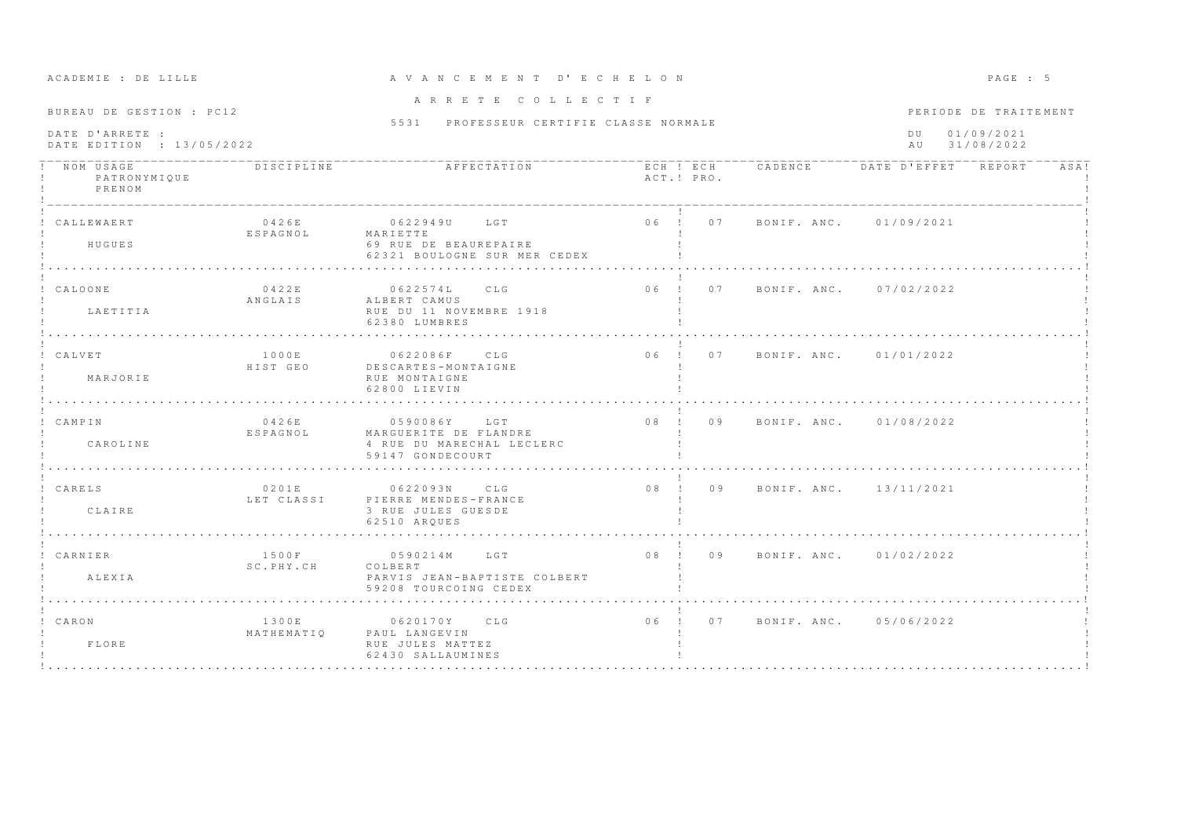ACADEMIE : DE LILLE

# A V A N C E M E N T D' E C H E L O N

## A R R E T E C O L L E C T I F

BUREAU DE GESTION : PC12

5531 PROFESSEUR CERTIFIE CLASSE NORMALE

DATE D'ARRETE :
DATE EDITION : 13/05/2022

PERIODE DE TRAITEMENT
DU 01/09/2021
AU 31/08/2022

| NOM USAGE / PATRONYMIQUE / PRENOM | DISCIPLINE | AFFECTATION | ECH ACT. | ECH PRO. | CADENCE | DATE D'EFFET | REPORT | ASA |
|---|---|---|---|---|---|---|---|---|
| CALLEWAERT<br>HUGUES | 0426E<br>ESPAGNOL | 0622949U LGT<br>MARIETTE<br>69 RUE DE BEAUREPAIRE<br>62321 BOULOGNE SUR MER CEDEX | 06 | 07 | BONIF. ANC. | 01/09/2021 | | |
| CALOONE<br>LAETITIA | 0422E<br>ANGLAIS | 0622574L CLG<br>ALBERT CAMUS<br>RUE DU 11 NOVEMBRE 1918<br>62380 LUMBRES | 06 | 07 | BONIF. ANC. | 07/02/2022 | | |
| CALVET<br>MARJORIE | 1000E<br>HIST GEO | 0622086F CLG<br>DESCARTES-MONTAIGNE<br>RUE MONTAIGNE<br>62800 LIEVIN | 06 | 07 | BONIF. ANC. | 01/01/2022 | | |
| CAMPIN<br>CAROLINE | 0426E<br>ESPAGNOL | 0590086Y LGT<br>MARGUERITE DE FLANDRE<br>4 RUE DU MARECHAL LECLERC<br>59147 GONDECOURT | 08 | 09 | BONIF. ANC. | 01/08/2022 | | |
| CARELS<br>CLAIRE | 0201E<br>LET CLASSI | 0622093N CLG<br>PIERRE MENDES-FRANCE<br>3 RUE JULES GUESDE<br>62510 ARQUES | 08 | 09 | BONIF. ANC. | 13/11/2021 | | |
| CARNIER<br>ALEXIA | 1500F<br>SC.PHY.CH | 0590214M LGT<br>COLBERT<br>PARVIS JEAN-BAPTISTE COLBERT<br>59208 TOURCOING CEDEX | 08 | 09 | BONIF. ANC. | 01/02/2022 | | |
| CARON<br>FLORE | 1300E<br>MATHEMATIQ | 0620170Y CLG<br>PAUL LANGEVIN<br>RUE JULES MATTEZ<br>62430 SALLAUMINES | 06 | 07 | BONIF. ANC. | 05/06/2022 | | |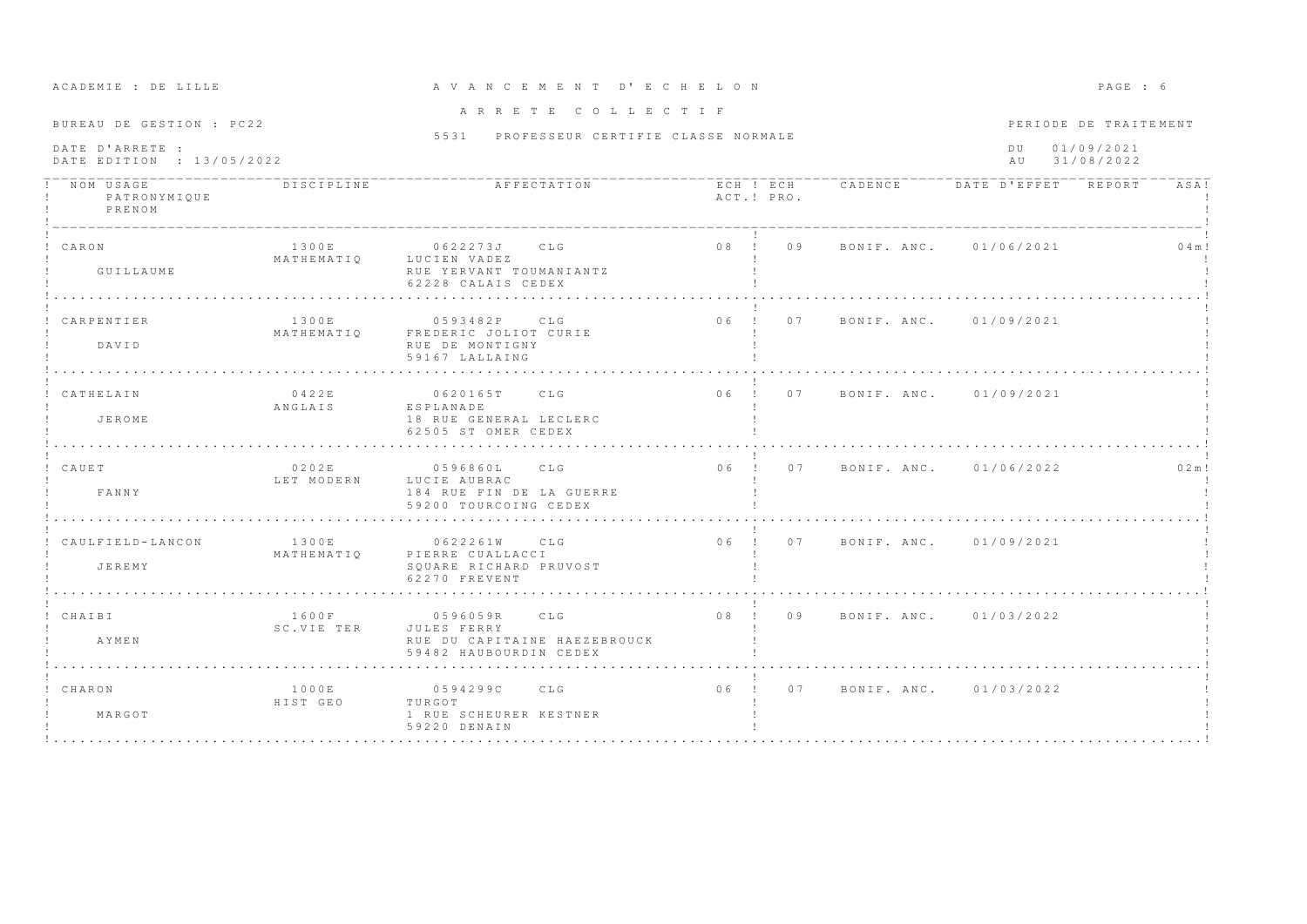ACADEMIE : DE LILLE

# A V A N C E M E N T D' E C H E L O N

## A R R E T E C O L L E C T I F

BUREAU DE GESTION : PC22

5531 PROFESSEUR CERTIFIE CLASSE NORMALE

DATE D'ARRETE :
DATE EDITION : 13/05/2022

PERIODE DE TRAITEMENT
DU 01/09/2021
AU 31/08/2022

| NOM USAGE / PATRONYMIQUE / PRENOM | DISCIPLINE | AFFECTATION | ECH ACT. | ECH PRO. | CADENCE | DATE D'EFFET | REPORT | ASA |
|---|---|---|---|---|---|---|---|---|
| CARON<br>GUILLAUME | 1300E<br>MATHEMATIQ | 0622273J CLG<br>LUCIEN VADEZ<br>RUE YERVANT TOUMANIANTZ<br>62228 CALAIS CEDEX | 08 | 09 | BONIF. ANC. | 01/06/2021 | | 04m |
| CARPENTIER<br>DAVID | 1300E<br>MATHEMATIQ | 0593482P CLG<br>FREDERIC JOLIOT CURIE<br>RUE DE MONTIGNY<br>59167 LALLAING | 06 | 07 | BONIF. ANC. | 01/09/2021 | | |
| CATHELAIN<br>JEROME | 0422E<br>ANGLAIS | 0620165T CLG<br>ESPLANADE<br>18 RUE GENERAL LECLERC<br>62505 ST OMER CEDEX | 06 | 07 | BONIF. ANC. | 01/09/2021 | | |
| CAUET<br>FANNY | 0202E<br>LET MODERN | 0596860L CLG<br>LUCIE AUBRAC<br>184 RUE FIN DE LA GUERRE<br>59200 TOURCOING CEDEX | 06 | 07 | BONIF. ANC. | 01/06/2022 | | 02m |
| CAULFIELD-LANCON<br>JEREMY | 1300E<br>MATHEMATIQ | 0622261W CLG<br>PIERRE CUALLACCI<br>SQUARE RICHARD PRUVOST<br>62270 FREVENT | 06 | 07 | BONIF. ANC. | 01/09/2021 | | |
| CHAIBI<br>AYMEN | 1600F<br>SC.VIE TER | 0596059R CLG<br>JULES FERRY<br>RUE DU CAPITAINE HAEZEBROUCK<br>59482 HAUBOURDIN CEDEX | 08 | 09 | BONIF. ANC. | 01/03/2022 | | |
| CHARON<br>MARGOT | 1000E<br>HIST GEO | 0594299C CLG<br>TURGOT<br>1 RUE SCHEURER KESTNER<br>59220 DENAIN | 06 | 07 | BONIF. ANC. | 01/03/2022 | | |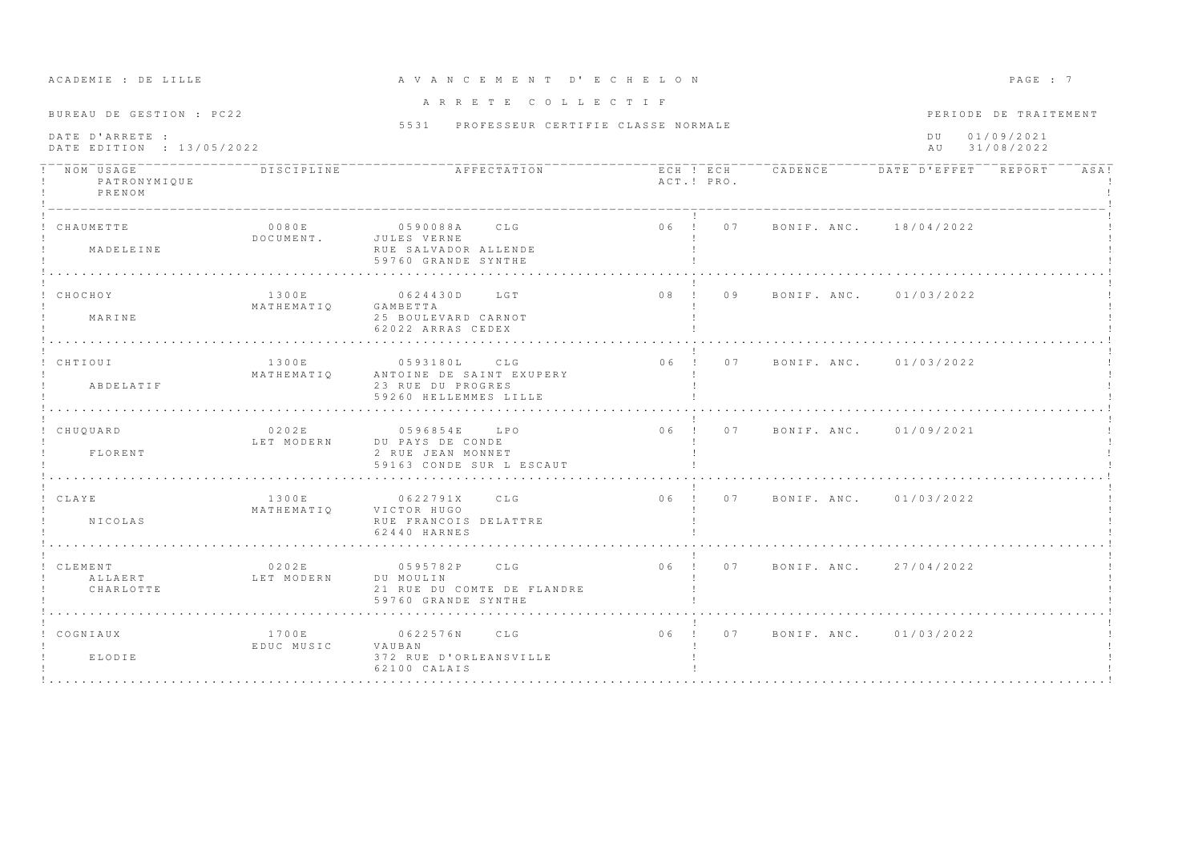ACADEMIE : DE LILLE

# A V A N C E M E N T D' E C H E L O N

## A R R E T E C O L L E C T I F

BUREAU DE GESTION : PC22

5531 PROFESSEUR CERTIFIE CLASSE NORMALE

DATE D'ARRETE :
DATE EDITION : 13/05/2022

PERIODE DE TRAITEMENT
DU 01/09/2021
AU 31/08/2022

| NOM USAGE / PATRONYMIQUE / PRENOM | DISCIPLINE | AFFECTATION | ECH ACT. | ECH PRO. | CADENCE | DATE D'EFFET | REPORT | ASA |
|---|---|---|---|---|---|---|---|---|
| CHAUMETTE<br>MADELEINE | 0080E<br>DOCUMENT. | 0590088A CLG<br>JULES VERNE<br>RUE SALVADOR ALLENDE<br>59760 GRANDE SYNTHE | 06 | 07 | BONIF. ANC. | 18/04/2022 | | |
| CHOCHOY<br>MARINE | 1300E<br>MATHEMATIQ | 0624430D LGT<br>GAMBETTA<br>25 BOULEVARD CARNOT<br>62022 ARRAS CEDEX | 08 | 09 | BONIF. ANC. | 01/03/2022 | | |
| CHTIOUI<br>ABDELATIF | 1300E<br>MATHEMATIQ | 0593180L CLG<br>ANTOINE DE SAINT EXUPERY<br>23 RUE DU PROGRES<br>59260 HELLEMMES LILLE | 06 | 07 | BONIF. ANC. | 01/03/2022 | | |
| CHUQUARD<br>FLORENT | 0202E<br>LET MODERN | 0596854E LPO<br>DU PAYS DE CONDE<br>2 RUE JEAN MONNET<br>59163 CONDE SUR L ESCAUT | 06 | 07 | BONIF. ANC. | 01/09/2021 | | |
| CLAYE<br>NICOLAS | 1300E<br>MATHEMATIQ | 0622791X CLG<br>VICTOR HUGO<br>RUE FRANCOIS DELATTRE<br>62440 HARNES | 06 | 07 | BONIF. ANC. | 01/03/2022 | | |
| CLEMENT<br>ALLAERT<br>CHARLOTTE | 0202E<br>LET MODERN | 0595782P CLG<br>DU MOULIN<br>21 RUE DU COMTE DE FLANDRE<br>59760 GRANDE SYNTHE | 06 | 07 | BONIF. ANC. | 27/04/2022 | | |
| COGNIAUX<br>ELODIE | 1700E<br>EDUC MUSIC | 0622576N CLG<br>VAUBAN<br>372 RUE D'ORLEANSVILLE<br>62100 CALAIS | 06 | 07 | BONIF. ANC. | 01/03/2022 | | |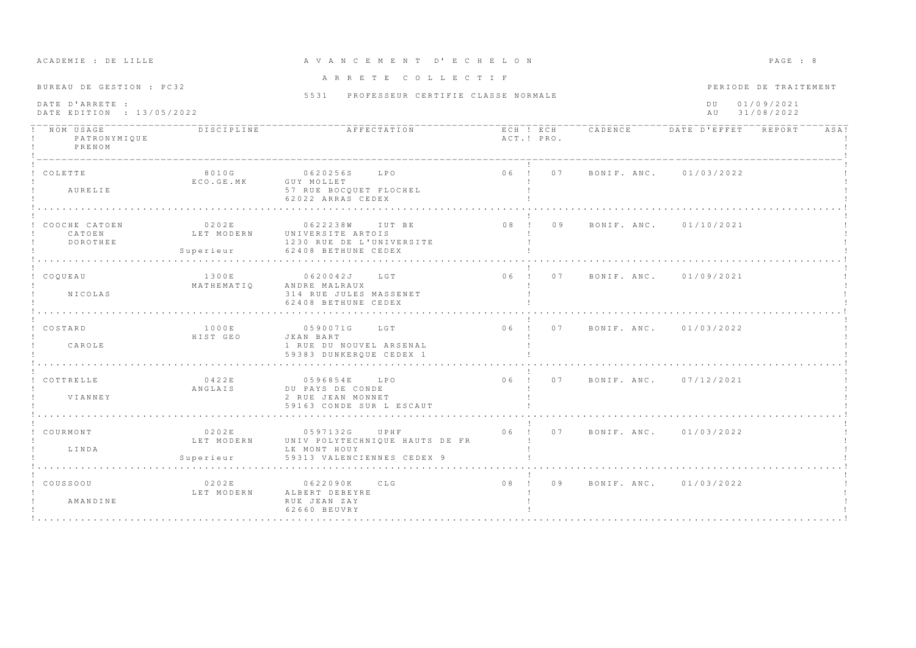ACADEMIE : DE LILLE

# A V A N C E M E N T D' E C H E L O N

## A R R E T E C O L L E C T I F

BUREAU DE GESTION : PC32

5531 PROFESSEUR CERTIFIE CLASSE NORMALE

DATE D'ARRETE :
DATE EDITION : 13/05/2022

PERIODE DE TRAITEMENT
DU 01/09/2021
AU 31/08/2022

| NOM USAGE / PATRONYMIQUE / PRENOM | DISCIPLINE | AFFECTATION | ECH ACT. | ECH PRO. | CADENCE | DATE D'EFFET | REPORT | ASA |
|---|---|---|---|---|---|---|---|---|
| COLETTE<br>AURELIE | 8010G<br>ECO.GE.MK | 0620256S LPO<br>GUY MOLLET<br>57 RUE BOCQUET FLOCHEL<br>62022 ARRAS CEDEX | 06 | 07 | BONIF. ANC. | 01/03/2022 | | |
| COOCHE CATOEN<br>CATOEN<br>DOROTHEE | 0202E<br>LET MODERN<br>Superieur | 0622238W IUT BE<br>UNIVERSITE ARTOIS<br>1230 RUE DE L'UNIVERSITE<br>62408 BETHUNE CEDEX | 08 | 09 | BONIF. ANC. | 01/10/2021 | | |
| COQUEAU<br>NICOLAS | 1300E<br>MATHEMATIQ | 0620042J LGT<br>ANDRE MALRAUX<br>314 RUE JULES MASSENET<br>62408 BETHUNE CEDEX | 06 | 07 | BONIF. ANC. | 01/09/2021 | | |
| COSTARD<br>CAROLE | 1000E<br>HIST GEO | 0590071G LGT<br>JEAN BART<br>1 RUE DU NOUVEL ARSENAL<br>59383 DUNKERQUE CEDEX 1 | 06 | 07 | BONIF. ANC. | 01/03/2022 | | |
| COTTRELLE<br>VIANNEY | 0422E<br>ANGLAIS | 0596854E LPO<br>DU PAYS DE CONDE<br>2 RUE JEAN MONNET<br>59163 CONDE SUR L ESCAUT | 06 | 07 | BONIF. ANC. | 07/12/2021 | | |
| COURMONT<br>LINDA | 0202E<br>LET MODERN<br>Superieur | 0597132G UPHF<br>UNIV POLYTECHNIQUE HAUTS DE FR<br>LE MONT HOUY<br>59313 VALENCIENNES CEDEX 9 | 06 | 07 | BONIF. ANC. | 01/03/2022 | | |
| COUSSOOU<br>AMANDINE | 0202E<br>LET MODERN | 0622090K CLG<br>ALBERT DEBEYRE<br>RUE JEAN ZAY<br>62660 BEUVRY | 08 | 09 | BONIF. ANC. | 01/03/2022 | | |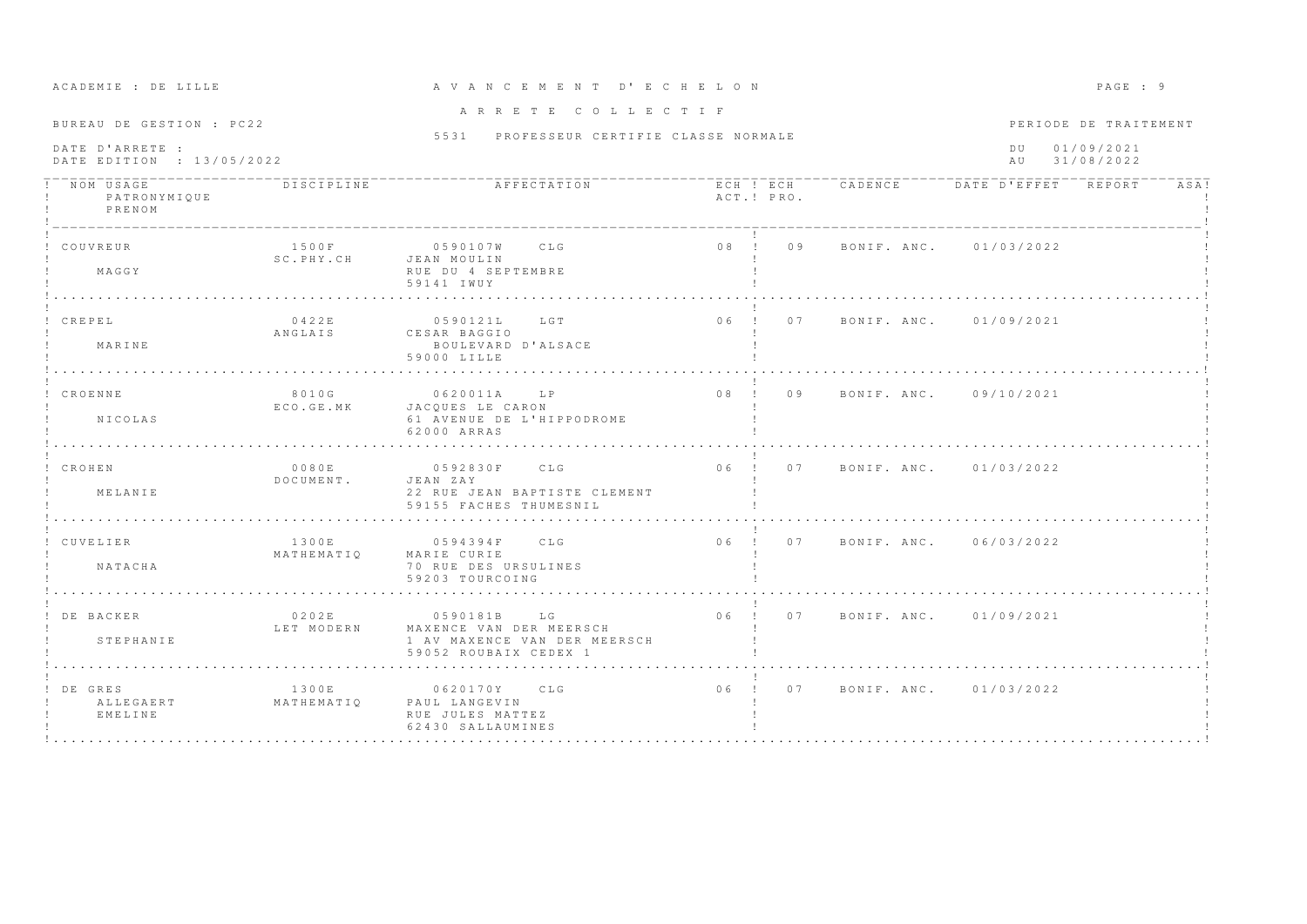ACADEMIE : DE LILLE

# A V A N C E M E N T D' E C H E L O N

## A R R E T E C O L L E C T I F

BUREAU DE GESTION : PC22

5531 PROFESSEUR CERTIFIE CLASSE NORMALE

DATE D'ARRETE :
DATE EDITION : 13/05/2022

PERIODE DE TRAITEMENT
DU 01/09/2021
AU 31/08/2022

| NOM USAGE / PATRONYMIQUE / PRENOM | DISCIPLINE | AFFECTATION | ECH ACT. | ECH PRO. | CADENCE | DATE D'EFFET | REPORT | ASA |
|---|---|---|---|---|---|---|---|---|
| COUVREUR<br>MAGGY | 1500F<br>SC.PHY.CH | 0590107W CLG<br>JEAN MOULIN<br>RUE DU 4 SEPTEMBRE<br>59141 IWUY | 08 | 09 | BONIF. ANC. | 01/03/2022 | | |
| CREPEL<br>MARINE | 0422E<br>ANGLAIS | 0590121L LGT<br>CESAR BAGGIO<br>BOULEVARD D'ALSACE<br>59000 LILLE | 06 | 07 | BONIF. ANC. | 01/09/2021 | | |
| CROENNE<br>NICOLAS | 8010G<br>ECO.GE.MK | 0620011A LP<br>JACQUES LE CARON<br>61 AVENUE DE L'HIPPODROME<br>62000 ARRAS | 08 | 09 | BONIF. ANC. | 09/10/2021 | | |
| CROHEN<br>MELANIE | 0080E<br>DOCUMENT. | 0592830F CLG<br>JEAN ZAY<br>22 RUE JEAN BAPTISTE CLEMENT<br>59155 FACHES THUMESNIL | 06 | 07 | BONIF. ANC. | 01/03/2022 | | |
| CUVELIER<br>NATACHA | 1300E<br>MATHEMATIQ | 0594394F CLG<br>MARIE CURIE<br>70 RUE DES URSULINES<br>59203 TOURCOING | 06 | 07 | BONIF. ANC. | 06/03/2022 | | |
| DE BACKER<br>STEPHANIE | 0202E<br>LET MODERN | 0590181B LG<br>MAXENCE VAN DER MEERSCH<br>1 AV MAXENCE VAN DER MEERSCH<br>59052 ROUBAIX CEDEX 1 | 06 | 07 | BONIF. ANC. | 01/09/2021 | | |
| DE GRES<br>ALLEGAERT<br>EMELINE | 1300E<br>MATHEMATIQ | 0620170Y CLG<br>PAUL LANGEVIN<br>RUE JULES MATTEZ<br>62430 SALLAUMINES | 06 | 07 | BONIF. ANC. | 01/03/2022 | | |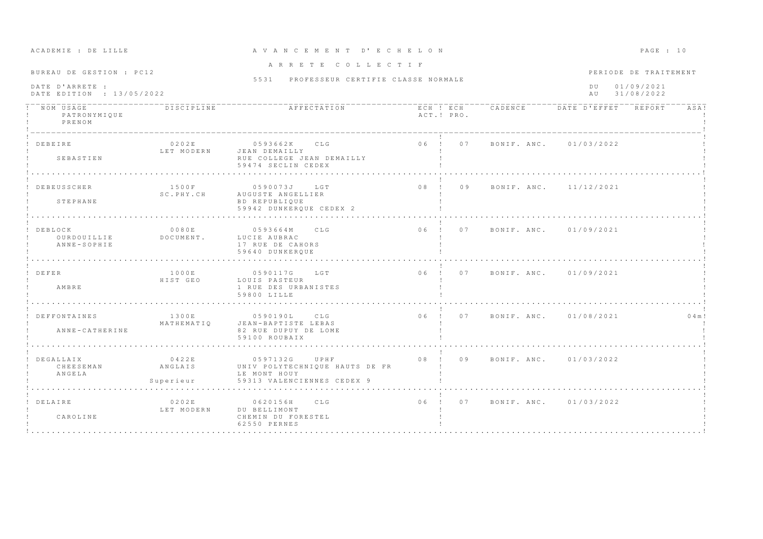ACADEMIE : DE LILLE

# A V A N C E M E N T D'E C H E L O N

## A R R E T E C O L L E C T I F

BUREAU DE GESTION : PC12

5531 PROFESSEUR CERTIFIE CLASSE NORMALE

DATE D'ARRETE :
DATE EDITION : 13/05/2022

PERIODE DE TRAITEMENT
DU 01/09/2021
AU 31/08/2022

| NOM USAGE / PATRONYMIQUE / PRENOM | DISCIPLINE | AFFECTATION | ECH ACT. | ECH PRO. | CADENCE | DATE D'EFFET | REPORT | ASA |
|---|---|---|---|---|---|---|---|---|
| DEBEIRE<br>SEBASTIEN | 0202E<br>LET MODERN | 0593662K CLG<br>JEAN DEMAILLY<br>RUE COLLEGE JEAN DEMAILLY<br>59474 SECLIN CEDEX | 06 | 07 | BONIF. ANC. | 01/03/2022 | | |
| DEBEUSSCHER<br>STEPHANE | 1500F<br>SC.PHY.CH | 0590073J LGT<br>AUGUSTE ANGELLIER<br>BD REPUBLIQUE<br>59942 DUNKERQUE CEDEX 2 | 08 | 09 | BONIF. ANC. | 11/12/2021 | | |
| DEBLOCK<br>OURDOUILLIE<br>ANNE-SOPHIE | 0080E<br>DOCUMENT. | 0593664M CLG<br>LUCIE AUBRAC<br>17 RUE DE CAHORS<br>59640 DUNKERQUE | 06 | 07 | BONIF. ANC. | 01/09/2021 | | |
| DEFER<br>AMBRE | 1000E<br>HIST GEO | 0590117G LGT<br>LOUIS PASTEUR<br>1 RUE DES URBANISTES<br>59800 LILLE | 06 | 07 | BONIF. ANC. | 01/09/2021 | | |
| DEFFONTAINES<br>ANNE-CATHERINE | 1300E<br>MATHEMATIQ | 0590190L CLG<br>JEAN-BAPTISTE LEBAS<br>82 RUE DUPUY DE LOME<br>59100 ROUBAIX | 06 | 07 | BONIF. ANC. | 01/08/2021 | | 04m |
| DEGALLAIX<br>CHEESEMAN<br>ANGELA | 0422E<br>ANGLAIS<br>Superieur | 0597132G UPHF<br>UNIV POLYTECHNIQUE HAUTS DE FR<br>LE MONT HOUY<br>59313 VALENCIENNES CEDEX 9 | 08 | 09 | BONIF. ANC. | 01/03/2022 | | |
| DELAIRE<br>CAROLINE | 0202E<br>LET MODERN | 0620156H CLG<br>DU BELLIMONT<br>CHEMIN DU FORESTEL<br>62550 PERNES | 06 | 07 | BONIF. ANC. | 01/03/2022 | | |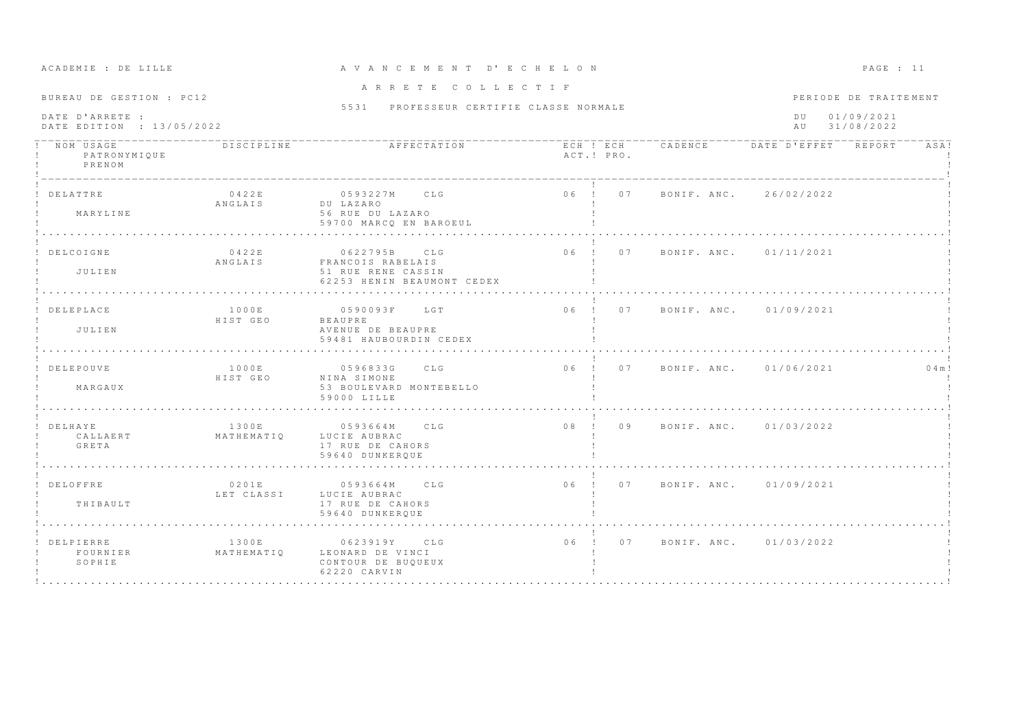ACADEMIE : DE LILLE

# A V A N C E M E N T D' E C H E L O N

## A R R E T E C O L L E C T I F

BUREAU DE GESTION : PC12

5531 PROFESSEUR CERTIFIE CLASSE NORMALE

DATE D'ARRETE :
DATE EDITION : 13/05/2022

PERIODE DE TRAITEMENT
DU 01/09/2021
AU 31/08/2022

| NOM USAGE / PATRONYMIQUE / PRENOM | DISCIPLINE | AFFECTATION | ECH ACT. | ECH PRO. | CADENCE | DATE D'EFFET | REPORT | ASA |
|---|---|---|---|---|---|---|---|---|
| DELATTRE<br>MARYLINE | 0422E<br>ANGLAIS | 0593227M CLG<br>DU LAZARO<br>56 RUE DU LAZARO<br>59700 MARCQ EN BAROEUL | 06 | 07 | BONIF. ANC. | 26/02/2022 | | |
| DELCOIGNE<br>JULIEN | 0422E<br>ANGLAIS | 0622795B CLG<br>FRANCOIS RABELAIS<br>51 RUE RENE CASSIN<br>62253 HENIN BEAUMONT CEDEX | 06 | 07 | BONIF. ANC. | 01/11/2021 | | |
| DELEPLACE<br>JULIEN | 1000E<br>HIST GEO | 0590093F LGT<br>BEAUPRE<br>AVENUE DE BEAUPRE<br>59481 HAUBOURDIN CEDEX | 06 | 07 | BONIF. ANC. | 01/09/2021 | | |
| DELEPOUVE<br>MARGAUX | 1000E<br>HIST GEO | 0596833G CLG<br>NINA SIMONE<br>53 BOULEVARD MONTEBELLO<br>59000 LILLE | 06 | 07 | BONIF. ANC. | 01/06/2021 | | 04m |
| DELHAYE<br>CALLAERT<br>GRETA | 1300E<br>MATHEMATIQ | 0593664M CLG<br>LUCIE AUBRAC<br>17 RUE DE CAHORS<br>59640 DUNKERQUE | 08 | 09 | BONIF. ANC. | 01/03/2022 | | |
| DELOFFRE<br>THIBAULT | 0201E<br>LET CLASSI | 0593664M CLG<br>LUCIE AUBRAC<br>17 RUE DE CAHORS<br>59640 DUNKERQUE | 06 | 07 | BONIF. ANC. | 01/09/2021 | | |
| DELPIERRE<br>FOURNIER<br>SOPHIE | 1300E<br>MATHEMATIQ | 0623919Y CLG<br>LEONARD DE VINCI<br>CONTOUR DE BUQUEUX<br>62220 CARVIN | 06 | 07 | BONIF. ANC. | 01/03/2022 | | |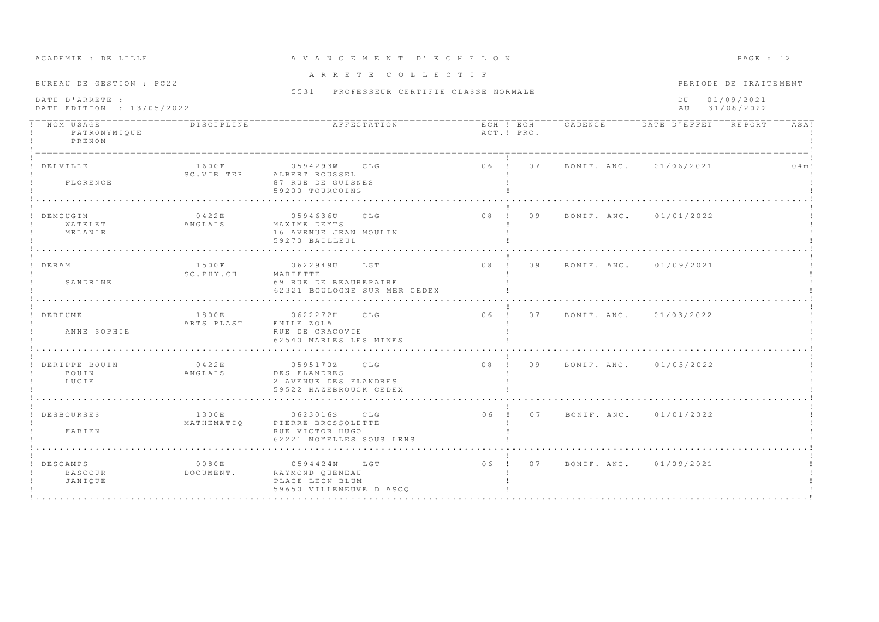ACADEMIE : DE LILLE

# A V A N C E M E N T   D' E C H E L O N

## A R R E T E   C O L L E C T I F

BUREAU DE GESTION : PC22

5531 PROFESSEUR CERTIFIE CLASSE NORMALE

DATE D'ARRETE :
DATE EDITION : 13/05/2022

PERIODE DE TRAITEMENT
DU 01/09/2021
AU 31/08/2022

| NOM USAGE / PATRONYMIQUE / PRENOM | DISCIPLINE | AFFECTATION | ECH ACT. | ECH PRO. | CADENCE | DATE D'EFFET | REPORT | ASA |
|---|---|---|---|---|---|---|---|---|
| DELVILLE<br>FLORENCE | 1600F<br>SC.VIE TER | 0594293W CLG<br>ALBERT ROUSSEL<br>87 RUE DE GUISNES<br>59200 TOURCOING | 06 | 07 | BONIF. ANC. | 01/06/2021 | | 04m |
| DEMOUGIN<br>WATELET<br>MELANIE | 0422E<br>ANGLAIS | 0594636U CLG<br>MAXIME DEYTS<br>16 AVENUE JEAN MOULIN<br>59270 BAILLEUL | 08 | 09 | BONIF. ANC. | 01/01/2022 | | |
| DERAM<br>SANDRINE | 1500F<br>SC.PHY.CH | 0622949U LGT<br>MARIETTE<br>69 RUE DE BEAUREPAIRE<br>62321 BOULOGNE SUR MER CEDEX | 08 | 09 | BONIF. ANC. | 01/09/2021 | | |
| DEREUME<br>ANNE SOPHIE | 1800E<br>ARTS PLAST | 0622272H CLG<br>EMILE ZOLA<br>RUE DE CRACOVIE<br>62540 MARLES LES MINES | 06 | 07 | BONIF. ANC. | 01/03/2022 | | |
| DERIPPE BOUIN<br>BOUIN<br>LUCIE | 0422E<br>ANGLAIS | 0595170Z CLG<br>DES FLANDRES<br>2 AVENUE DES FLANDRES<br>59522 HAZEBROUCK CEDEX | 08 | 09 | BONIF. ANC. | 01/03/2022 | | |
| DESBOURSES<br>FABIEN | 1300E<br>MATHEMATIQ | 0623016S CLG<br>PIERRE BROSSOLETTE<br>RUE VICTOR HUGO<br>62221 NOYELLES SOUS LENS | 06 | 07 | BONIF. ANC. | 01/01/2022 | | |
| DESCAMPS<br>BASCOUR<br>JANIQUE | 0080E<br>DOCUMENT. | 0594424N LGT<br>RAYMOND QUENEAU<br>PLACE LEON BLUM<br>59650 VILLENEUVE D ASCQ | 06 | 07 | BONIF. ANC. | 01/09/2021 | | |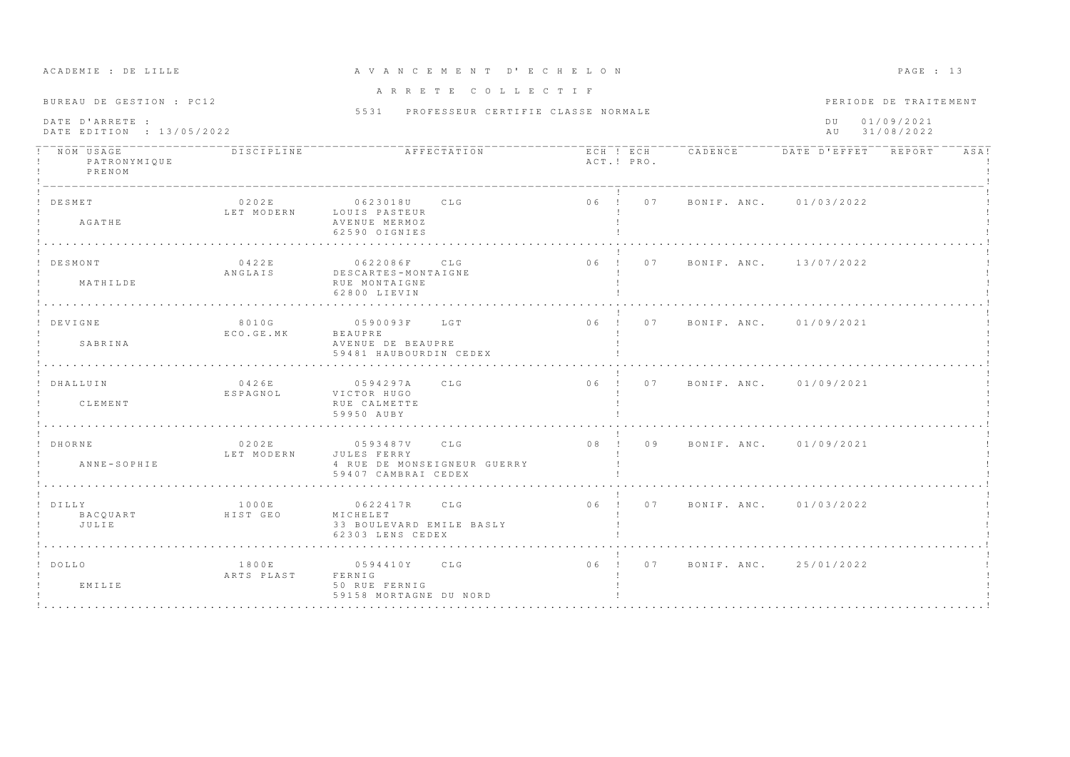ACADEMIE : DE LILLE

**A V A N C E M E N T D' E C H E L O N**

**A R R E T E C O L L E C T I F**

BUREAU DE GESTION : PC12

5531 PROFESSEUR CERTIFIE CLASSE NORMALE

DATE D'ARRETE :
DATE EDITION : 13/05/2022

PERIODE DE TRAITEMENT
DU 01/09/2021
AU 31/08/2022

| NOM USAGE / PATRONYMIQUE / PRENOM | DISCIPLINE | AFFECTATION | ECH ACT. | ECH PRO. | CADENCE | DATE D'EFFET | REPORT | ASA |
|---|---|---|---|---|---|---|---|---|
| DESMET<br>AGATHE | 0202E<br>LET MODERN | 0623018U CLG<br>LOUIS PASTEUR<br>AVENUE MERMOZ<br>62590 OIGNIES | 06 | 07 | BONIF. ANC. | 01/03/2022 | | |
| DESMONT<br>MATHILDE | 0422E<br>ANGLAIS | 0622086F CLG<br>DESCARTES-MONTAIGNE<br>RUE MONTAIGNE<br>62800 LIEVIN | 06 | 07 | BONIF. ANC. | 13/07/2022 | | |
| DEVIGNE<br>SABRINA | 8010G<br>ECO.GE.MK | 0590093F LGT<br>BEAUPRE<br>AVENUE DE BEAUPRE<br>59481 HAUBOURDIN CEDEX | 06 | 07 | BONIF. ANC. | 01/09/2021 | | |
| DHALLUIN<br>CLEMENT | 0426E<br>ESPAGNOL | 0594297A CLG<br>VICTOR HUGO<br>RUE CALMETTE<br>59950 AUBY | 06 | 07 | BONIF. ANC. | 01/09/2021 | | |
| DHORNE<br>ANNE-SOPHIE | 0202E<br>LET MODERN | 0593487V CLG<br>JULES FERRY<br>4 RUE DE MONSEIGNEUR GUERRY<br>59407 CAMBRAI CEDEX | 08 | 09 | BONIF. ANC. | 01/09/2021 | | |
| DILLY<br>BACQUART<br>JULIE | 1000E<br>HIST GEO | 0622417R CLG<br>MICHELET<br>33 BOULEVARD EMILE BASLY<br>62303 LENS CEDEX | 06 | 07 | BONIF. ANC. | 01/03/2022 | | |
| DOLLO<br>EMILIE | 1800E<br>ARTS PLAST | 0594410Y CLG<br>FERNIG<br>50 RUE FERNIG<br>59158 MORTAGNE DU NORD | 06 | 07 | BONIF. ANC. | 25/01/2022 | | |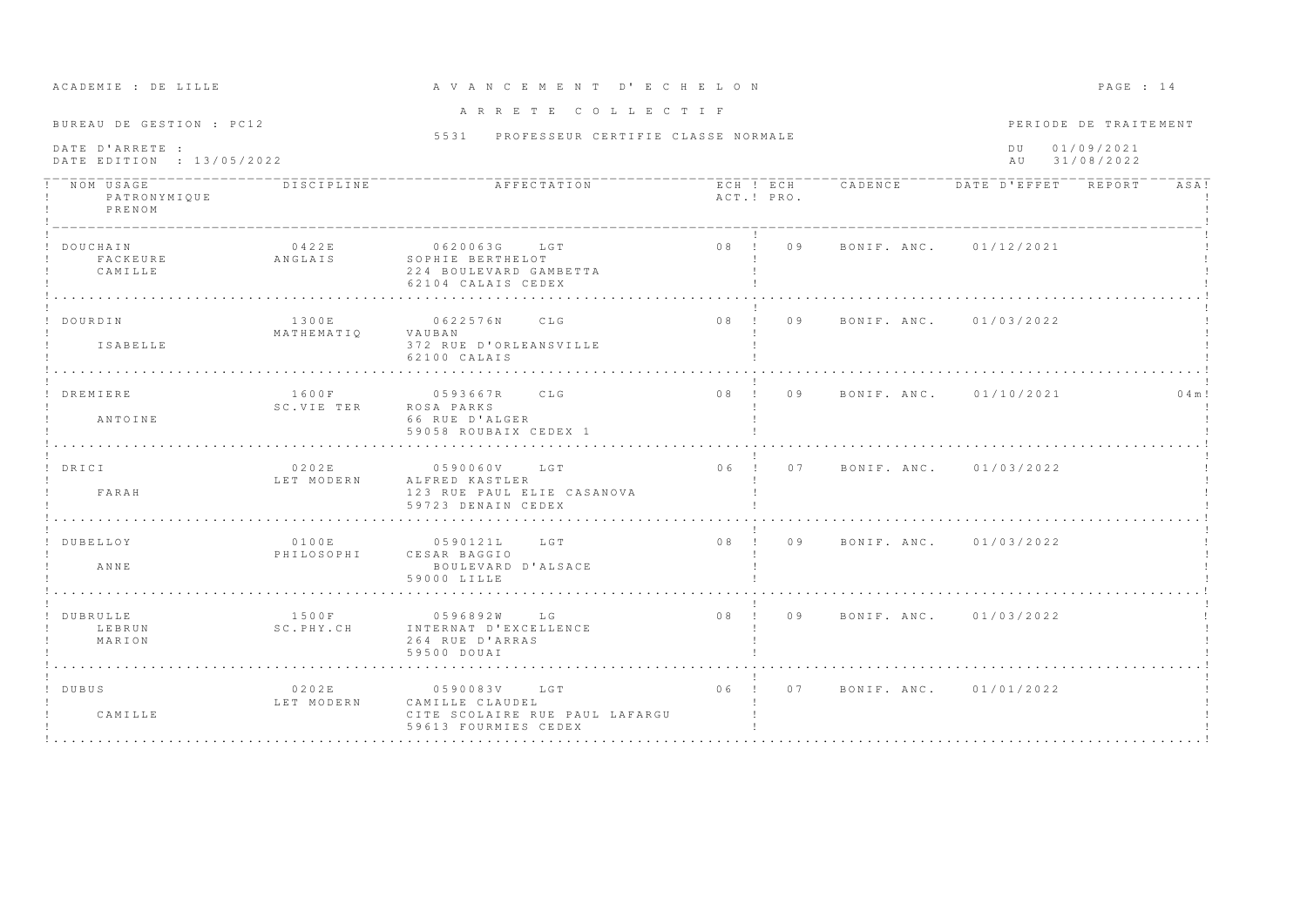ACADEMIE : DE LILLE

**A V A N C E M E N T D' E C H E L O N**

**A R R E T E C O L L E C T I F**

BUREAU DE GESTION : PC12

5531 PROFESSEUR CERTIFIE CLASSE NORMALE

DATE D'ARRETE :
DATE EDITION : 13/05/2022

PERIODE DE TRAITEMENT
DU 01/09/2021
AU 31/08/2022

| NOM USAGE / PATRONYMIQUE / PRENOM | DISCIPLINE | AFFECTATION | ECH ACT. | ECH PRO. | CADENCE | DATE D'EFFET | REPORT | ASA |
|---|---|---|---|---|---|---|---|---|
| DOUCHAIN<br>FACKEURE<br>CAMILLE | 0422E<br>ANGLAIS | 0620063G LGT<br>SOPHIE BERTHELOT<br>224 BOULEVARD GAMBETTA<br>62104 CALAIS CEDEX | 08 | 09 | BONIF. ANC. | 01/12/2021 | | |
| DOURDIN<br><br>ISABELLE | 1300E<br>MATHEMATIQ | 0622576N CLG<br>VAUBAN<br>372 RUE D'ORLEANSVILLE<br>62100 CALAIS | 08 | 09 | BONIF. ANC. | 01/03/2022 | | |
| DREMIERE<br><br>ANTOINE | 1600F<br>SC.VIE TER | 0593667R CLG<br>ROSA PARKS<br>66 RUE D'ALGER<br>59058 ROUBAIX CEDEX 1 | 08 | 09 | BONIF. ANC. | 01/10/2021 | | 04m |
| DRICI<br><br>FARAH | 0202E<br>LET MODERN | 0590060V LGT<br>ALFRED KASTLER<br>123 RUE PAUL ELIE CASANOVA<br>59723 DENAIN CEDEX | 06 | 07 | BONIF. ANC. | 01/03/2022 | | |
| DUBELLOY<br><br>ANNE | 0100E<br>PHILOSOPHI | 0590121L LGT<br>CESAR BAGGIO<br>BOULEVARD D'ALSACE<br>59000 LILLE | 08 | 09 | BONIF. ANC. | 01/03/2022 | | |
| DUBRULLE<br>LEBRUN<br>MARION | 1500F<br>SC.PHY.CH | 0596892W LG<br>INTERNAT D'EXCELLENCE<br>264 RUE D'ARRAS<br>59500 DOUAI | 08 | 09 | BONIF. ANC. | 01/03/2022 | | |
| DUBUS<br><br>CAMILLE | 0202E<br>LET MODERN | 0590083V LGT<br>CAMILLE CLAUDEL<br>CITE SCOLAIRE RUE PAUL LAFARGU<br>59613 FOURMIES CEDEX | 06 | 07 | BONIF. ANC. | 01/01/2022 | | |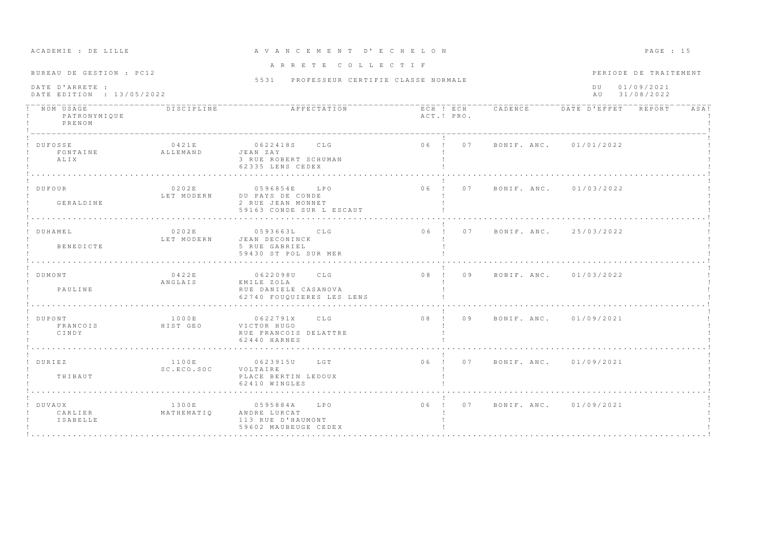ACADEMIE : DE LILLE

# A V A N C E M E N T D' E C H E L O N

## A R R E T E C O L L E C T I F

BUREAU DE GESTION : PC12

5531 PROFESSEUR CERTIFIE CLASSE NORMALE

DATE D'ARRETE :
DATE EDITION : 13/05/2022

PERIODE DE TRAITEMENT
DU 01/09/2021
AU 31/08/2022

| NOM USAGE / PATRONYMIQUE / PRENOM | DISCIPLINE | AFFECTATION | ECH ACT. | ECH PRO. | CADENCE | DATE D'EFFET | REPORT | ASA |
|---|---|---|---|---|---|---|---|---|
| DUFOSSE / FONTAINE / ALIX | 0421E ALLEMAND | 0622418S CLG JEAN ZAY 3 RUE ROBERT SCHUMAN 62335 LENS CEDEX | 06 | 07 | BONIF. ANC. | 01/01/2022 | | |
| DUFOUR / / GERALDINE | 0202E LET MODERN | 0596854E LPO DU PAYS DE CONDE 2 RUE JEAN MONNET 59163 CONDE SUR L ESCAUT | 06 | 07 | BONIF. ANC. | 01/03/2022 | | |
| DUHAMEL / / BENEDICTE | 0202E LET MODERN | 0593663L CLG JEAN DECONINCK 5 RUE GABRIEL 59430 ST POL SUR MER | 06 | 07 | BONIF. ANC. | 25/03/2022 | | |
| DUMONT / / PAULINE | 0422E ANGLAIS | 0622098U CLG EMILE ZOLA RUE DANIELE CASANOVA 62740 FOUQUIERES LES LENS | 08 | 09 | BONIF. ANC. | 01/03/2022 | | |
| DUPONT / FRANCOIS / CINDY | 1000E HIST GEO | 0622791X CLG VICTOR HUGO RUE FRANCOIS DELATTRE 62440 HARNES | 08 | 09 | BONIF. ANC. | 01/09/2021 | | |
| DURIEZ / / THIBAUT | 1100E SC.ECO.SOC | 0623915U LGT VOLTAIRE PLACE BERTIN LEDOUX 62410 WINGLES | 06 | 07 | BONIF. ANC. | 01/09/2021 | | |
| DUVAUX / CARLIER / ISABELLE | 1300E MATHEMATIQ | 0595884A LPO ANDRE LURCAT 113 RUE D'HAUMONT 59602 MAUBEUGE CEDEX | 06 | 07 | BONIF. ANC. | 01/09/2021 | | |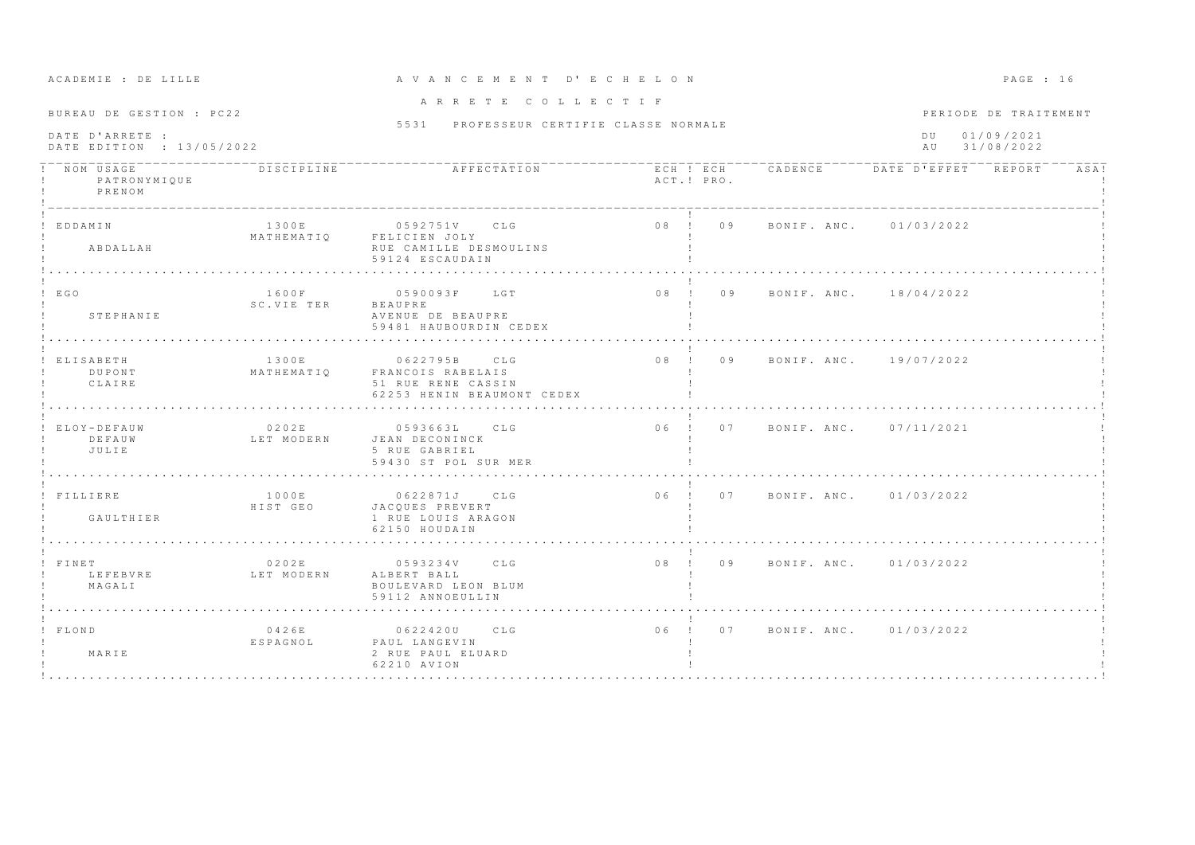ACADEMIE : DE LILLE

# A V A N C E M E N T D' E C H E L O N

## A R R E T E C O L L E C T I F

BUREAU DE GESTION : PC22

5531 PROFESSEUR CERTIFIE CLASSE NORMALE

DATE D'ARRETE :
DATE EDITION : 13/05/2022

PERIODE DE TRAITEMENT
DU 01/09/2021
AU 31/08/2022

| NOM USAGE / PATRONYMIQUE / PRENOM | DISCIPLINE | AFFECTATION | ECH ACT. | ECH PRO. | CADENCE | DATE D'EFFET | REPORT | ASA |
|---|---|---|---|---|---|---|---|---|
| EDDAMIN<br>ABDALLAH | 1300E<br>MATHEMATIQ | 0592751V CLG<br>FELICIEN JOLY<br>RUE CAMILLE DESMOULINS<br>59124 ESCAUDAIN | 08 | 09 | BONIF. ANC. | 01/03/2022 | | |
| EGO<br>STEPHANIE | 1600F<br>SC.VIE TER | 0590093F LGT<br>BEAUPRE<br>AVENUE DE BEAUPRE<br>59481 HAUBOURDIN CEDEX | 08 | 09 | BONIF. ANC. | 18/04/2022 | | |
| ELISABETH<br>DUPONT<br>CLAIRE | 1300E<br>MATHEMATIQ | 0622795B CLG<br>FRANCOIS RABELAIS<br>51 RUE RENE CASSIN<br>62253 HENIN BEAUMONT CEDEX | 08 | 09 | BONIF. ANC. | 19/07/2022 | | |
| ELOY-DEFAUW<br>DEFAUW<br>JULIE | 0202E<br>LET MODERN | 0593663L CLG<br>JEAN DECONINCK<br>5 RUE GABRIEL<br>59430 ST POL SUR MER | 06 | 07 | BONIF. ANC. | 07/11/2021 | | |
| FILLIERE<br>GAULTHIER | 1000E<br>HIST GEO | 0622871J CLG<br>JACQUES PREVERT<br>1 RUE LOUIS ARAGON<br>62150 HOUDAIN | 06 | 07 | BONIF. ANC. | 01/03/2022 | | |
| FINET<br>LEFEBVRE<br>MAGALI | 0202E<br>LET MODERN | 0593234V CLG<br>ALBERT BALL<br>BOULEVARD LEON BLUM<br>59112 ANNOEULLIN | 08 | 09 | BONIF. ANC. | 01/03/2022 | | |
| FLOND<br>MARIE | 0426E<br>ESPAGNOL | 0622420U CLG<br>PAUL LANGEVIN<br>2 RUE PAUL ELUARD<br>62210 AVION | 06 | 07 | BONIF. ANC. | 01/03/2022 | | |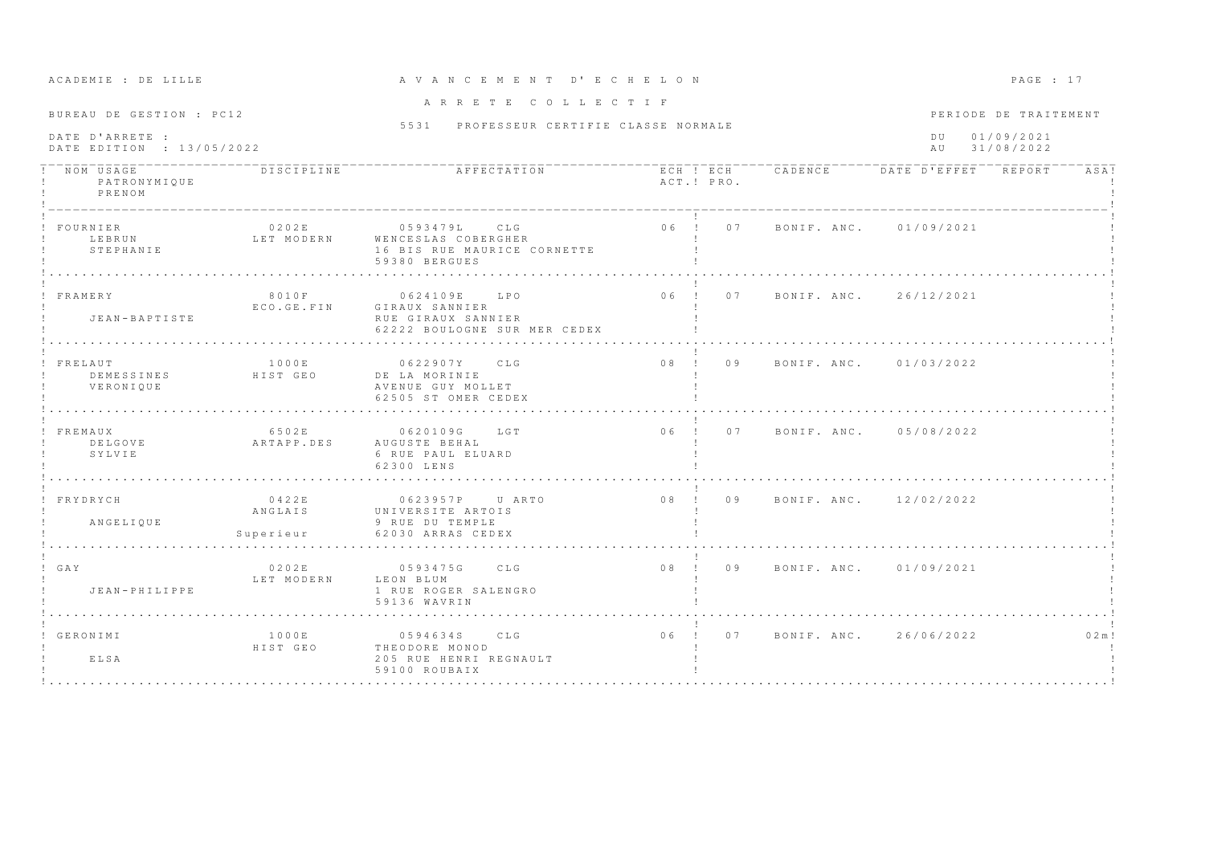ACADEMIE : DE LILLE

# A V A N C E M E N T D' E C H E L O N

## A R R E T E C O L L E C T I F

BUREAU DE GESTION : PC12

5531 PROFESSEUR CERTIFIE CLASSE NORMALE

DATE D'ARRETE :
DATE EDITION : 13/05/2022

PERIODE DE TRAITEMENT
DU 01/09/2021
AU 31/08/2022

| NOM USAGE / PATRONYMIQUE / PRENOM | DISCIPLINE | AFFECTATION | ECH ACT. | ECH PRO. | CADENCE | DATE D'EFFET | REPORT | ASA |
|---|---|---|---|---|---|---|---|---|
| FOURNIER<br>LEBRUN<br>STEPHANIE | 0202E<br>LET MODERN | 0593479L CLG<br>WENCESLAS COBERGHER<br>16 BIS RUE MAURICE CORNETTE<br>59380 BERGUES | 06 | 07 | BONIF. ANC. | 01/09/2021 | | |
| FRAMERY<br>JEAN-BAPTISTE | 8010F<br>ECO.GE.FIN | 0624109E LPO<br>GIRAUX SANNIER<br>RUE GIRAUX SANNIER<br>62222 BOULOGNE SUR MER CEDEX | 06 | 07 | BONIF. ANC. | 26/12/2021 | | |
| FRELAUT<br>DEMESSINES<br>VERONIQUE | 1000E<br>HIST GEO | 0622907Y CLG<br>DE LA MORINIE<br>AVENUE GUY MOLLET<br>62505 ST OMER CEDEX | 08 | 09 | BONIF. ANC. | 01/03/2022 | | |
| FREMAUX<br>DELGOVE<br>SYLVIE | 6502E<br>ARTAPP.DES | 0620109G LGT<br>AUGUSTE BEHAL<br>6 RUE PAUL ELUARD<br>62300 LENS | 06 | 07 | BONIF. ANC. | 05/08/2022 | | |
| FRYDRYCH<br>ANGELIQUE | 0422E<br>ANGLAIS<br>Superieur | 0623957P U ARTO<br>UNIVERSITE ARTOIS<br>9 RUE DU TEMPLE<br>62030 ARRAS CEDEX | 08 | 09 | BONIF. ANC. | 12/02/2022 | | |
| GAY<br>JEAN-PHILIPPE | 0202E<br>LET MODERN | 0593475G CLG<br>LEON BLUM<br>1 RUE ROGER SALENGRO<br>59136 WAVRIN | 08 | 09 | BONIF. ANC. | 01/09/2021 | | |
| GERONIMI<br>ELSA | 1000E<br>HIST GEO | 0594634S CLG<br>THEODORE MONOD<br>205 RUE HENRI REGNAULT<br>59100 ROUBAIX | 06 | 07 | BONIF. ANC. | 26/06/2022 | | 02m |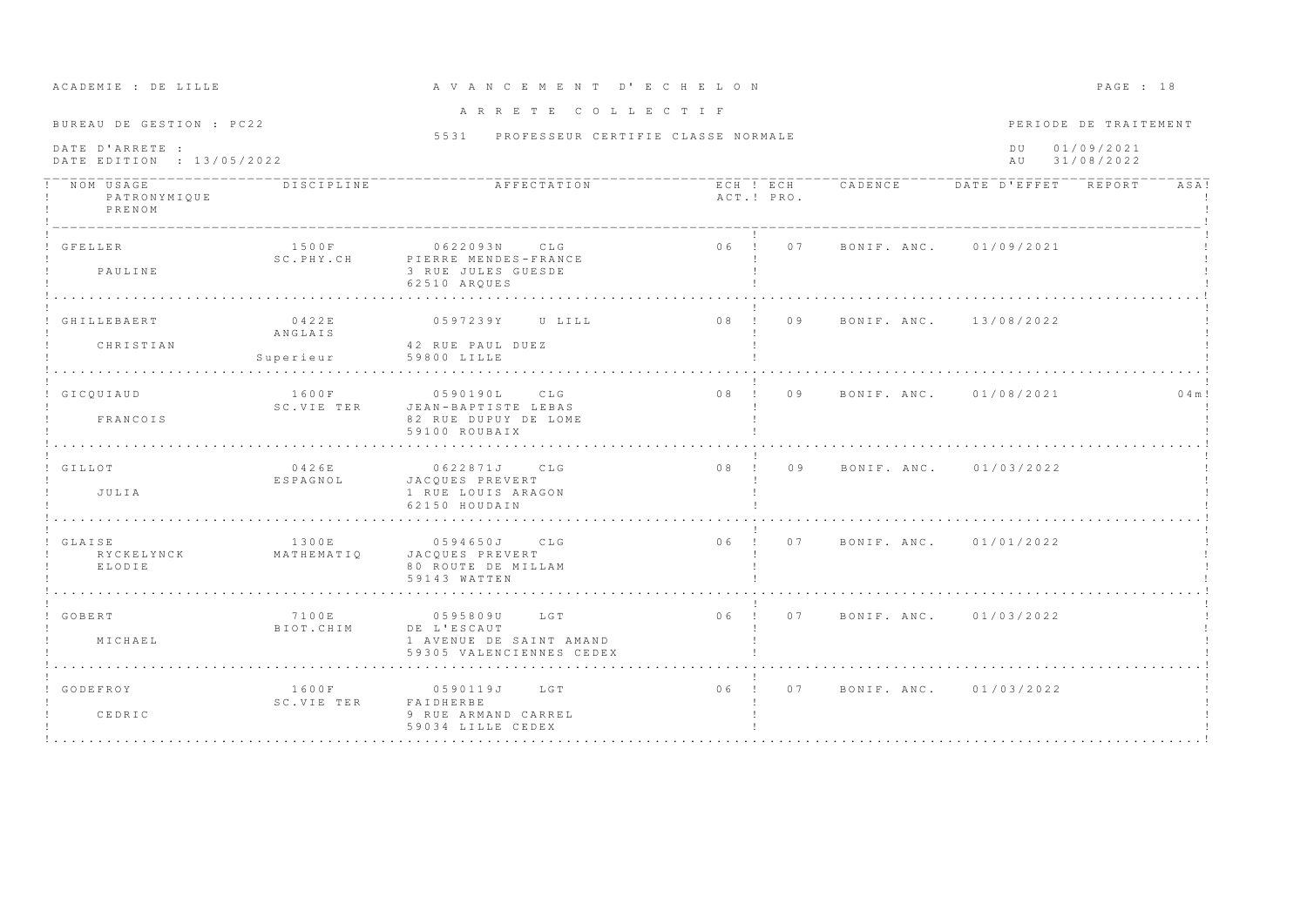ACADEMIE : DE LILLE

# A V A N C E M E N T D' E C H E L O N

## A R R E T E C O L L E C T I F

BUREAU DE GESTION : PC22

5531 PROFESSEUR CERTIFIE CLASSE NORMALE

DATE D'ARRETE :
DATE EDITION : 13/05/2022

PERIODE DE TRAITEMENT
DU 01/09/2021
AU 31/08/2022

| NOM USAGE / PATRONYMIQUE / PRENOM | DISCIPLINE | AFFECTATION | ECH ACT. | ECH PRO. | CADENCE | DATE D'EFFET | REPORT | ASA |
|---|---|---|---|---|---|---|---|---|
| GFELLER<br>PAULINE | 1500F<br>SC.PHY.CH | 0622093N CLG<br>PIERRE MENDES-FRANCE<br>3 RUE JULES GUESDE<br>62510 ARQUES | 06 | 07 | BONIF. ANC. | 01/09/2021 | | |
| GHILLEBAERT<br>CHRISTIAN | 0422E<br>ANGLAIS<br>Superieur | 0597239Y U LILL<br>42 RUE PAUL DUEZ<br>59800 LILLE | 08 | 09 | BONIF. ANC. | 13/08/2022 | | |
| GICQUIAUD<br>FRANCOIS | 1600F<br>SC.VIE TER | 0590190L CLG<br>JEAN-BAPTISTE LEBAS<br>82 RUE DUPUY DE LOME<br>59100 ROUBAIX | 08 | 09 | BONIF. ANC. | 01/08/2021 | | 04m |
| GILLOT<br>JULIA | 0426E<br>ESPAGNOL | 0622871J CLG<br>JACQUES PREVERT<br>1 RUE LOUIS ARAGON<br>62150 HOUDAIN | 08 | 09 | BONIF. ANC. | 01/03/2022 | | |
| GLAISE<br>RYCKELYNCK<br>ELODIE | 1300E<br>MATHEMATIQ | 0594650J CLG<br>JACQUES PREVERT<br>80 ROUTE DE MILLAM<br>59143 WATTEN | 06 | 07 | BONIF. ANC. | 01/01/2022 | | |
| GOBERT<br>MICHAEL | 7100E<br>BIOT.CHIM | 0595809U LGT<br>DE L'ESCAUT<br>1 AVENUE DE SAINT AMAND<br>59305 VALENCIENNES CEDEX | 06 | 07 | BONIF. ANC. | 01/03/2022 | | |
| GODEFROY<br>CEDRIC | 1600F<br>SC.VIE TER | 0590119J LGT<br>FAIDHERBE<br>9 RUE ARMAND CARREL<br>59034 LILLE CEDEX | 06 | 07 | BONIF. ANC. | 01/03/2022 | | |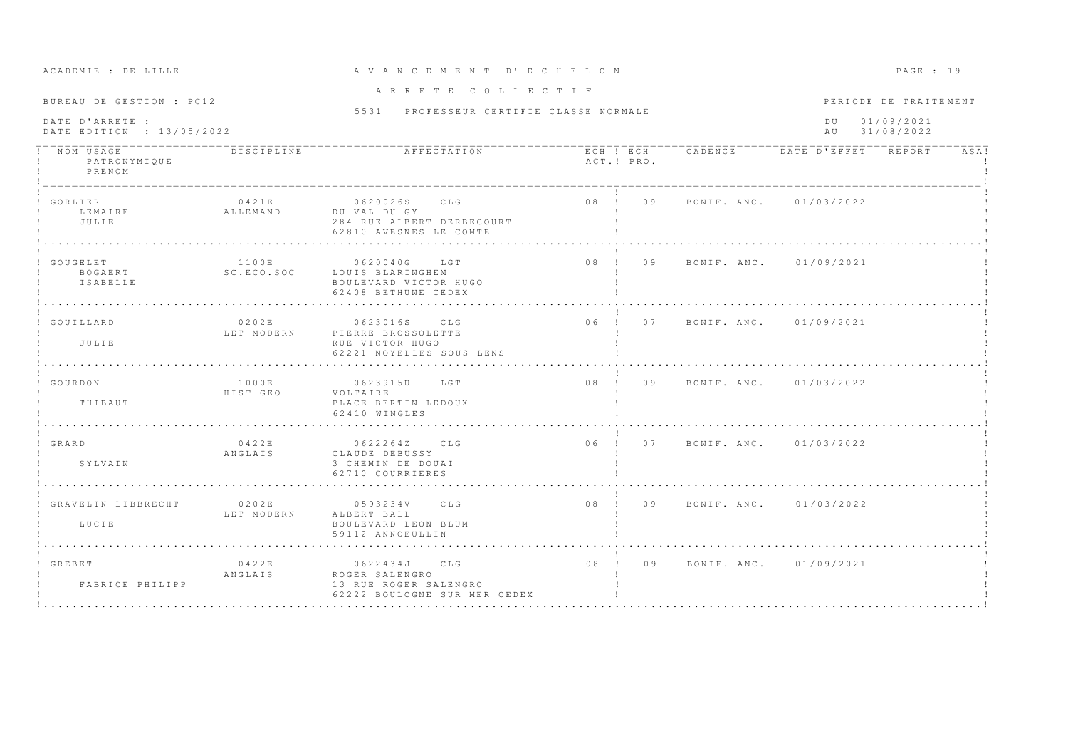ACADEMIE : DE LILLE

# A V A N C E M E N T D' E C H E L O N

## A R R E T E C O L L E C T I F

BUREAU DE GESTION : PC12

5531 PROFESSEUR CERTIFIE CLASSE NORMALE

DATE D'ARRETE :
DATE EDITION : 13/05/2022

PERIODE DE TRAITEMENT
DU 01/09/2021
AU 31/08/2022

| NOM USAGE / PATRONYMIQUE / PRENOM | DISCIPLINE | AFFECTATION | ECH ACT. | ECH PRO. | CADENCE | DATE D'EFFET | REPORT | ASA |
|---|---|---|---|---|---|---|---|---|
| GORLIER<br>LEMAIRE<br>JULIE | 0421E<br>ALLEMAND | 0620026S CLG<br>DU VAL DU GY<br>284 RUE ALBERT DERBECOURT<br>62810 AVESNES LE COMTE | 08 | 09 | BONIF. ANC. | 01/03/2022 | | |
| GOUGELET<br>BOGAERT<br>ISABELLE | 1100E<br>SC.ECO.SOC | 0620040G LGT<br>LOUIS BLARINGHEM<br>BOULEVARD VICTOR HUGO<br>62408 BETHUNE CEDEX | 08 | 09 | BONIF. ANC. | 01/09/2021 | | |
| GOUILLARD<br><br>JULIE | 0202E<br>LET MODERN | 0623016S CLG<br>PIERRE BROSSOLETTE<br>RUE VICTOR HUGO<br>62221 NOYELLES SOUS LENS | 06 | 07 | BONIF. ANC. | 01/09/2021 | | |
| GOURDON<br><br>THIBAUT | 1000E<br>HIST GEO | 0623915U LGT<br>VOLTAIRE<br>PLACE BERTIN LEDOUX<br>62410 WINGLES | 08 | 09 | BONIF. ANC. | 01/03/2022 | | |
| GRARD<br><br>SYLVAIN | 0422E<br>ANGLAIS | 0622264Z CLG<br>CLAUDE DEBUSSY<br>3 CHEMIN DE DOUAI<br>62710 COURRIERES | 06 | 07 | BONIF. ANC. | 01/03/2022 | | |
| GRAVELIN-LIBBRECHT<br><br>LUCIE | 0202E<br>LET MODERN | 0593234V CLG<br>ALBERT BALL<br>BOULEVARD LEON BLUM<br>59112 ANNOEULLIN | 08 | 09 | BONIF. ANC. | 01/03/2022 | | |
| GREBET<br><br>FABRICE PHILIPP | 0422E<br>ANGLAIS | 0622434J CLG<br>ROGER SALENGRO<br>13 RUE ROGER SALENGRO<br>62222 BOULOGNE SUR MER CEDEX | 08 | 09 | BONIF. ANC. | 01/09/2021 | | |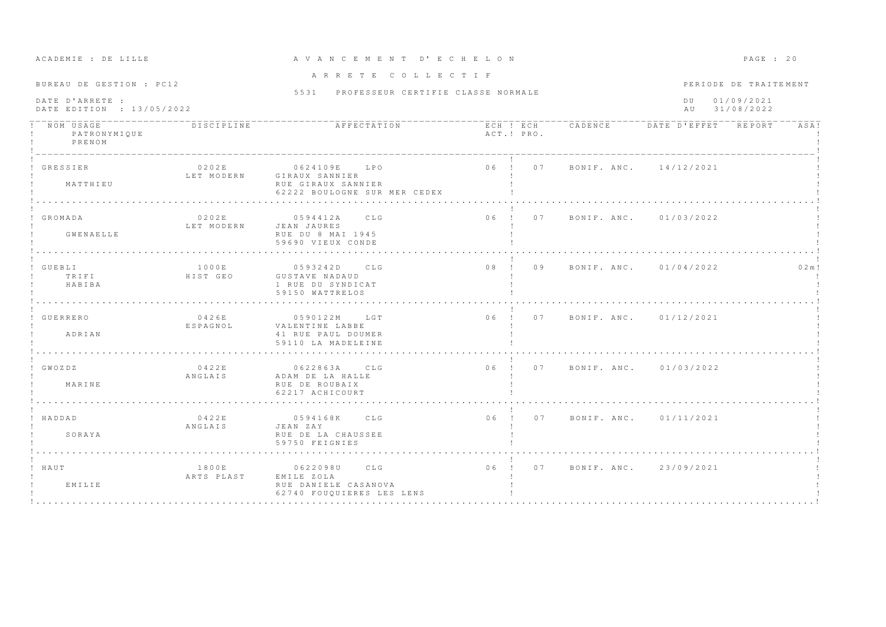ACADEMIE : DE LILLE

# A V A N C E M E N T  D' E C H E L O N

## A R R E T E  C O L L E C T I F

BUREAU DE GESTION : PC12

5531 PROFESSEUR CERTIFIE CLASSE NORMALE

DATE D'ARRETE :
DATE EDITION : 13/05/2022

PERIODE DE TRAITEMENT
DU 01/09/2021
AU 31/08/2022

| NOM USAGE / PATRONYMIQUE / PRENOM | DISCIPLINE | AFFECTATION | ECH ACT. | ECH PRO. | CADENCE | DATE D'EFFET | REPORT | ASA |
|---|---|---|---|---|---|---|---|---|
| GRESSIER<br>MATTHIEU | 0202E<br>LET MODERN | 0624109E LPO<br>GIRAUX SANNIER<br>RUE GIRAUX SANNIER<br>62222 BOULOGNE SUR MER CEDEX | 06 | 07 | BONIF. ANC. | 14/12/2021 | | |
| GROMADA<br>GWENAELLE | 0202E<br>LET MODERN | 0594412A CLG<br>JEAN JAURES<br>RUE DU 8 MAI 1945<br>59690 VIEUX CONDE | 06 | 07 | BONIF. ANC. | 01/03/2022 | | |
| GUEBLI<br>TRIFI<br>HABIBA | 1000E<br>HIST GEO | 0593242D CLG<br>GUSTAVE NADAUD<br>1 RUE DU SYNDICAT<br>59150 WATTRELOS | 08 | 09 | BONIF. ANC. | 01/04/2022 | | 02m |
| GUERRERO<br>ADRIAN | 0426E<br>ESPAGNOL | 0590122M LGT<br>VALENTINE LABBE<br>41 RUE PAUL DOUMER<br>59110 LA MADELEINE | 06 | 07 | BONIF. ANC. | 01/12/2021 | | |
| GWOZDZ<br>MARINE | 0422E<br>ANGLAIS | 0622863A CLG<br>ADAM DE LA HALLE<br>RUE DE ROUBAIX<br>62217 ACHICOURT | 06 | 07 | BONIF. ANC. | 01/03/2022 | | |
| HADDAD<br>SORAYA | 0422E<br>ANGLAIS | 0594168K CLG<br>JEAN ZAY<br>RUE DE LA CHAUSSEE<br>59750 FEIGNIES | 06 | 07 | BONIF. ANC. | 01/11/2021 | | |
| HAUT<br>EMILIE | 1800E<br>ARTS PLAST | 0622098U CLG<br>EMILE ZOLA<br>RUE DANIELE CASANOVA<br>62740 FOUQUIERES LES LENS | 06 | 07 | BONIF. ANC. | 23/09/2021 | | |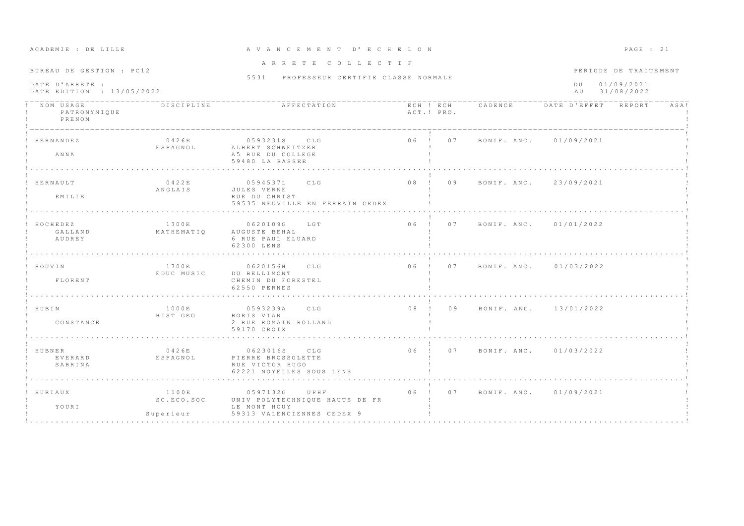ACADEMIE : DE LILLE

# A V A N C E M E N T D' E C H E L O N

A R R E T E C O L L E C T I F

BUREAU DE GESTION : PC12

5531 PROFESSEUR CERTIFIE CLASSE NORMALE

DATE D'ARRETE :
DATE EDITION : 13/05/2022

PERIODE DE TRAITEMENT
DU 01/09/2021
AU 31/08/2022

| NOM USAGE / PATRONYMIQUE / PRENOM | DISCIPLINE | AFFECTATION | ECH ACT. | ECH PRO. | CADENCE | DATE D'EFFET | REPORT | ASA |
|---|---|---|---|---|---|---|---|---|
| HERNANDEZ<br><br>ANNA | 0426E<br>ESPAGNOL | 0593231S CLG<br>ALBERT SCHWEITZER<br>A5 RUE DU COLLEGE<br>59480 LA BASSEE | 06 | 07 | BONIF. ANC. | 01/09/2021 | | |
| HERNAULT<br><br>EMILIE | 0422E<br>ANGLAIS | 0594537L CLG<br>JULES VERNE<br>RUE DU CHRIST<br>59535 NEUVILLE EN FERRAIN CEDEX | 08 | 09 | BONIF. ANC. | 23/09/2021 | | |
| HOCHEDEZ<br>GALLAND<br>AUDREY | 1300E<br>MATHEMATIQ | 0620109G LGT<br>AUGUSTE BEHAL<br>6 RUE PAUL ELUARD<br>62300 LENS | 06 | 07 | BONIF. ANC. | 01/01/2022 | | |
| HOUVIN<br><br>FLORENT | 1700E<br>EDUC MUSIC | 0620156H CLG<br>DU BELLIMONT<br>CHEMIN DU FORESTEL<br>62550 PERNES | 06 | 07 | BONIF. ANC. | 01/03/2022 | | |
| HUBIN<br><br>CONSTANCE | 1000E<br>HIST GEO | 0593239A CLG<br>BORIS VIAN<br>2 RUE ROMAIN ROLLAND<br>59170 CROIX | 08 | 09 | BONIF. ANC. | 13/01/2022 | | |
| HUBNER<br>EVERARD<br>SABRINA | 0426E<br>ESPAGNOL | 0623016S CLG<br>PIERRE BROSSOLETTE<br>RUE VICTOR HUGO<br>62221 NOYELLES SOUS LENS | 06 | 07 | BONIF. ANC. | 01/03/2022 | | |
| HURIAUX<br><br>YOURI | 1100E<br>SC.ECO.SOC<br>Superieur | 0597132G UPHF<br>UNIV POLYTECHNIQUE HAUTS DE FR<br>LE MONT HOUY<br>59313 VALENCIENNES CEDEX 9 | 06 | 07 | BONIF. ANC. | 01/09/2021 | | |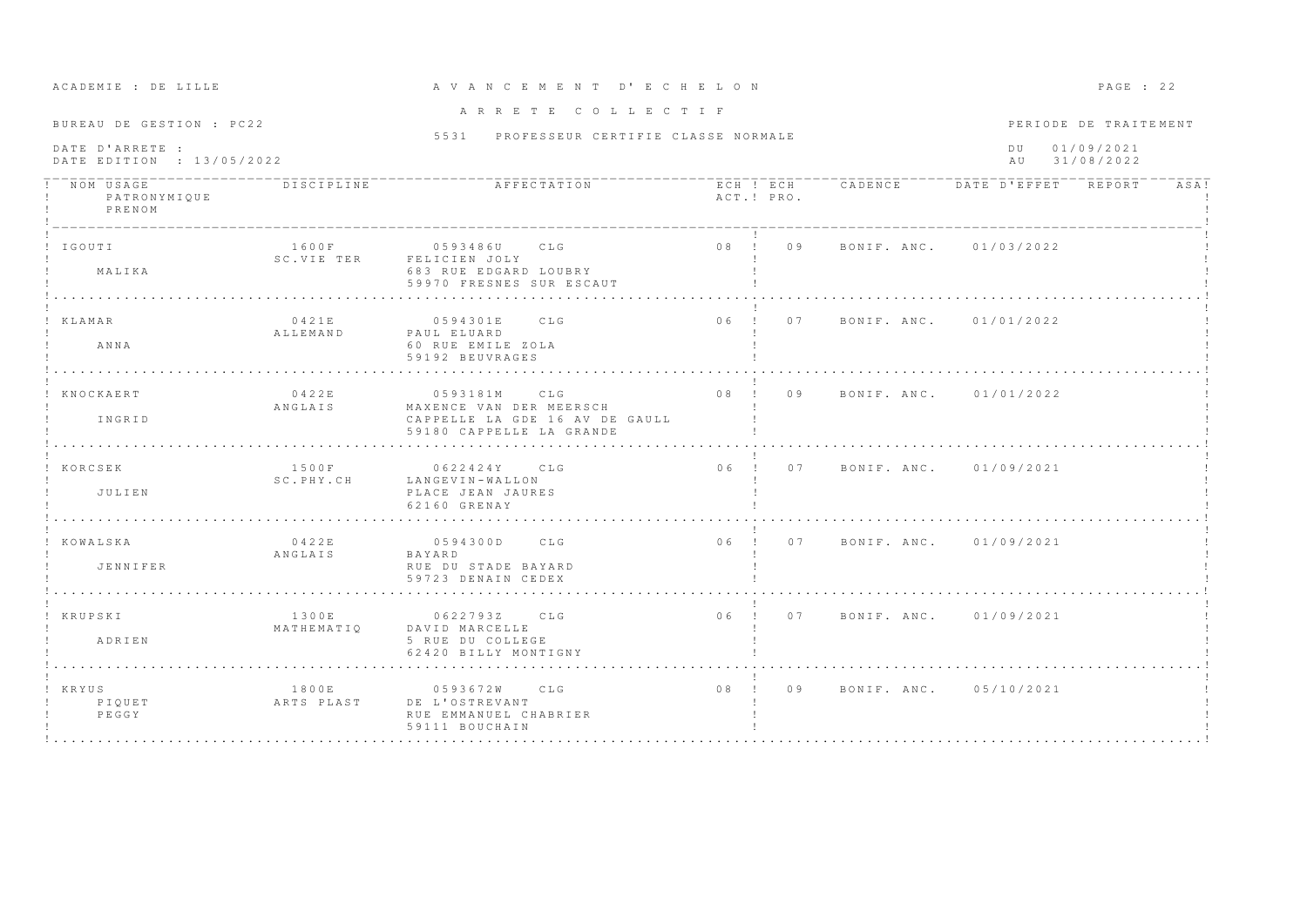ACADEMIE : DE LILLE

# A V A N C E M E N T D' E C H E L O N

A R R E T E C O L L E C T I F

BUREAU DE GESTION : PC22

5531 PROFESSEUR CERTIFIE CLASSE NORMALE

DATE D'ARRETE :
DATE EDITION : 13/05/2022

PERIODE DE TRAITEMENT
DU 01/09/2021
AU 31/08/2022

| NOM USAGE / PATRONYMIQUE / PRENOM | DISCIPLINE | AFFECTATION | ECH ACT. | ECH PRO. | CADENCE | DATE D'EFFET | REPORT | ASA |
|---|---|---|---|---|---|---|---|---|
| IGOUTI<br>MALIKA | 1600F<br>SC.VIE TER | 0593486U CLG<br>FELICIEN JOLY<br>683 RUE EDGARD LOUBRY<br>59970 FRESNES SUR ESCAUT | 08 | 09 | BONIF. ANC. | 01/03/2022 | | |
| KLAMAR<br>ANNA | 0421E<br>ALLEMAND | 0594301E CLG<br>PAUL ELUARD<br>60 RUE EMILE ZOLA<br>59192 BEUVRAGES | 06 | 07 | BONIF. ANC. | 01/01/2022 | | |
| KNOCKAERT<br>INGRID | 0422E<br>ANGLAIS | 0593181M CLG<br>MAXENCE VAN DER MEERSCH<br>CAPPELLE LA GDE 16 AV DE GAULL<br>59180 CAPPELLE LA GRANDE | 08 | 09 | BONIF. ANC. | 01/01/2022 | | |
| KORCSEK<br>JULIEN | 1500F<br>SC.PHY.CH | 0622424Y CLG<br>LANGEVIN-WALLON<br>PLACE JEAN JAURES<br>62160 GRENAY | 06 | 07 | BONIF. ANC. | 01/09/2021 | | |
| KOWALSKA<br>JENNIFER | 0422E<br>ANGLAIS | 0594300D CLG<br>BAYARD<br>RUE DU STADE BAYARD<br>59723 DENAIN CEDEX | 06 | 07 | BONIF. ANC. | 01/09/2021 | | |
| KRUPSKI<br>ADRIEN | 1300E<br>MATHEMATIQ | 0622793Z CLG<br>DAVID MARCELLE<br>5 RUE DU COLLEGE<br>62420 BILLY MONTIGNY | 06 | 07 | BONIF. ANC. | 01/09/2021 | | |
| KRYUS<br>PIQUET<br>PEGGY | 1800E<br>ARTS PLAST | 0593672W CLG<br>DE L'OSTREVANT<br>RUE EMMANUEL CHABRIER<br>59111 BOUCHAIN | 08 | 09 | BONIF. ANC. | 05/10/2021 | | |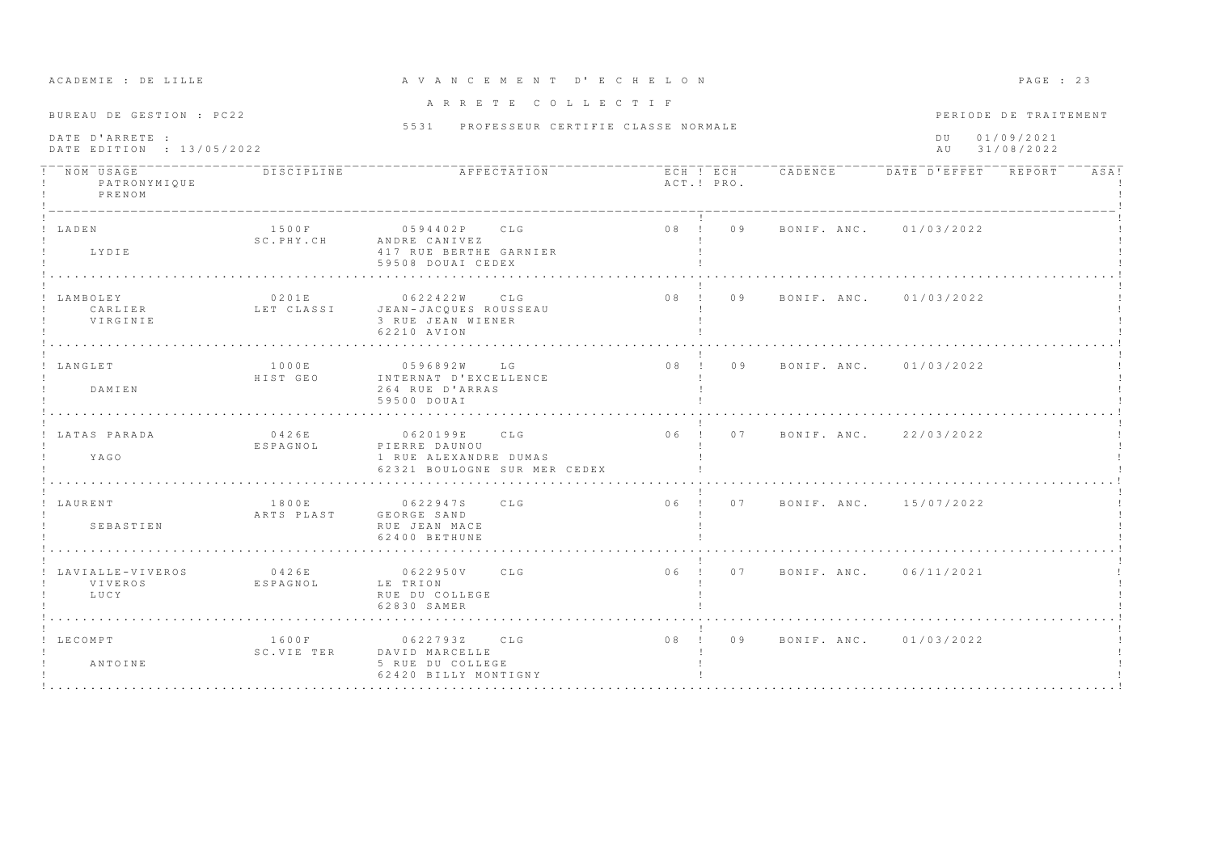ACADEMIE : DE LILLE

# A V A N C E M E N T D' E C H E L O N

A R R E T E C O L L E C T I F

5531 PROFESSEUR CERTIFIE CLASSE NORMALE

BUREAU DE GESTION : PC22

DATE D'ARRETE :
DATE EDITION : 13/05/2022

PERIODE DE TRAITEMENT
DU 01/09/2021
AU 31/08/2022

| NOM USAGE / PATRONYMIQUE / PRENOM | DISCIPLINE | AFFECTATION | ECH ACT. | ECH PRO. | CADENCE | DATE D'EFFET | REPORT | ASA |
|---|---|---|---|---|---|---|---|---|
| LADEN<br>LYDIE | 1500F<br>SC.PHY.CH | 0594402P CLG<br>ANDRE CANIVEZ<br>417 RUE BERTHE GARNIER<br>59508 DOUAI CEDEX | 08 | 09 | BONIF. ANC. | 01/03/2022 | | |
| LAMBOLEY<br>CARLIER<br>VIRGINIE | 0201E<br>LET CLASSI | 0622422W CLG<br>JEAN-JACQUES ROUSSEAU<br>3 RUE JEAN WIENER<br>62210 AVION | 08 | 09 | BONIF. ANC. | 01/03/2022 | | |
| LANGLET<br>DAMIEN | 1000E<br>HIST GEO | 0596892W LG<br>INTERNAT D'EXCELLENCE<br>264 RUE D'ARRAS<br>59500 DOUAI | 08 | 09 | BONIF. ANC. | 01/03/2022 | | |
| LATAS PARADA<br>YAGO | 0426E<br>ESPAGNOL | 0620199E CLG<br>PIERRE DAUNOU<br>1 RUE ALEXANDRE DUMAS<br>62321 BOULOGNE SUR MER CEDEX | 06 | 07 | BONIF. ANC. | 22/03/2022 | | |
| LAURENT<br>SEBASTIEN | 1800E<br>ARTS PLAST | 0622947S CLG<br>GEORGE SAND<br>RUE JEAN MACE<br>62400 BETHUNE | 06 | 07 | BONIF. ANC. | 15/07/2022 | | |
| LAVIALLE-VIVEROS<br>VIVEROS<br>LUCY | 0426E<br>ESPAGNOL | 0622950V CLG<br>LE TRION<br>RUE DU COLLEGE<br>62830 SAMER | 06 | 07 | BONIF. ANC. | 06/11/2021 | | |
| LECOMPT<br>ANTOINE | 1600F<br>SC.VIE TER | 0622793Z CLG<br>DAVID MARCELLE<br>5 RUE DU COLLEGE<br>62420 BILLY MONTIGNY | 08 | 09 | BONIF. ANC. | 01/03/2022 | | |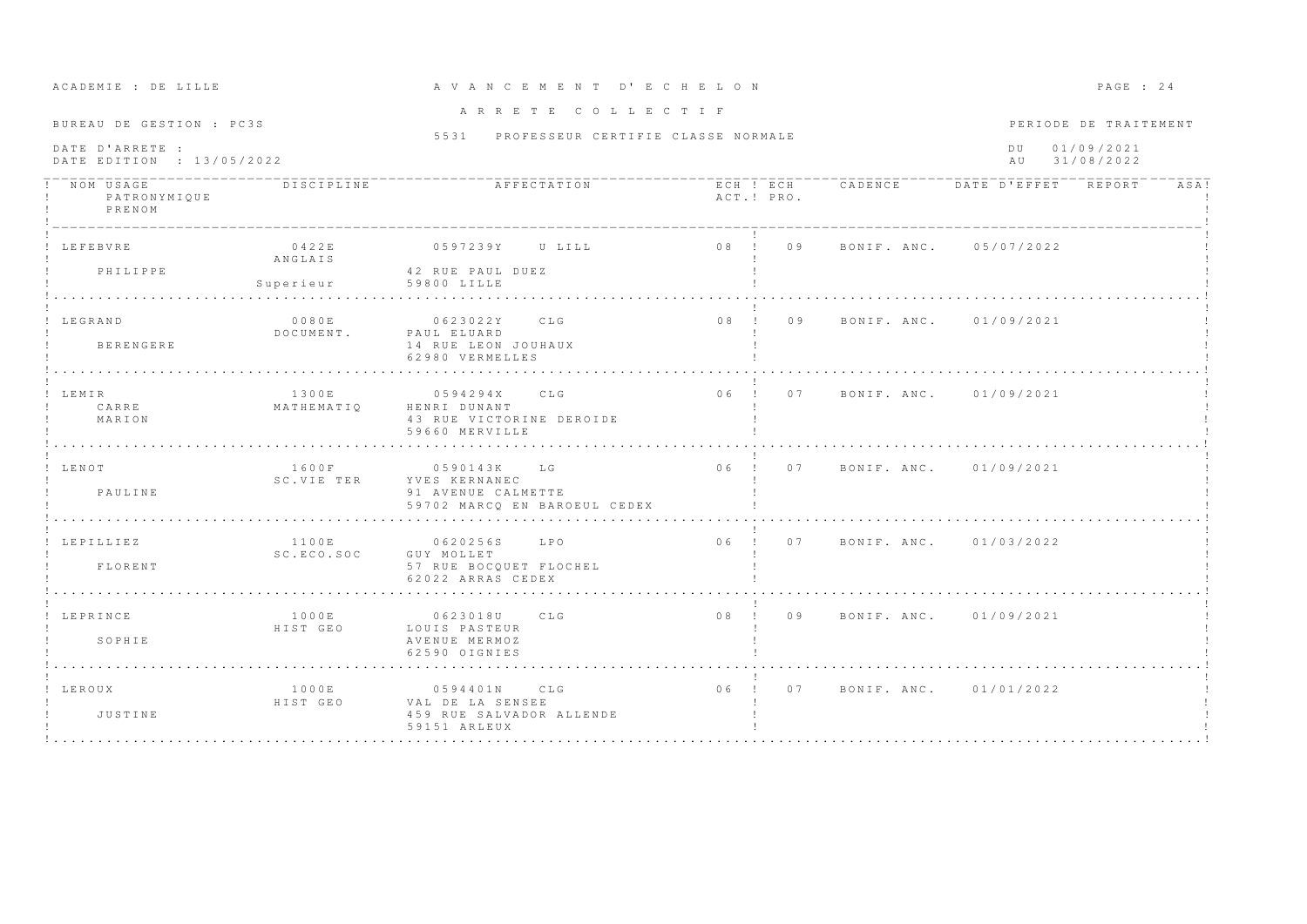ACADEMIE : DE LILLE

# A V A N C E M E N T D' E C H E L O N

A R R E T E C O L L E C T I F

BUREAU DE GESTION : PC3S

5531 PROFESSEUR CERTIFIE CLASSE NORMALE

DATE D'ARRETE :
DATE EDITION : 13/05/2022

PERIODE DE TRAITEMENT
DU 01/09/2021
AU 31/08/2022

| NOM USAGE / PATRONYMIQUE / PRENOM | DISCIPLINE | AFFECTATION | ECH ACT. | ECH PRO. | CADENCE | DATE D'EFFET | REPORT | ASA |
|---|---|---|---|---|---|---|---|---|
| LEFEBVRE<br>PHILIPPE | 0422E<br>ANGLAIS<br>Superieur | 0597239Y U LILL<br>42 RUE PAUL DUEZ<br>59800 LILLE | 08 | 09 | BONIF. ANC. | 05/07/2022 | | |
| LEGRAND<br>BERENGERE | 0080E<br>DOCUMENT. | 0623022Y CLG<br>PAUL ELUARD<br>14 RUE LEON JOUHAUX<br>62980 VERMELLES | 08 | 09 | BONIF. ANC. | 01/09/2021 | | |
| LEMIR<br>CARRE<br>MARION | 1300E<br>MATHEMATIQ | 0594294X CLG<br>HENRI DUNANT<br>43 RUE VICTORINE DEROIDE<br>59660 MERVILLE | 06 | 07 | BONIF. ANC. | 01/09/2021 | | |
| LENOT<br>PAULINE | 1600F<br>SC.VIE TER | 0590143K LG<br>YVES KERNANEC<br>91 AVENUE CALMETTE<br>59702 MARCQ EN BAROEUL CEDEX | 06 | 07 | BONIF. ANC. | 01/09/2021 | | |
| LEPILLIEZ<br>FLORENT | 1100E<br>SC.ECO.SOC | 0620256S LPO<br>GUY MOLLET<br>57 RUE BOCQUET FLOCHEL<br>62022 ARRAS CEDEX | 06 | 07 | BONIF. ANC. | 01/03/2022 | | |
| LEPRINCE<br>SOPHIE | 1000E<br>HIST GEO | 0623018U CLG<br>LOUIS PASTEUR<br>AVENUE MERMOZ<br>62590 OIGNIES | 08 | 09 | BONIF. ANC. | 01/09/2021 | | |
| LEROUX<br>JUSTINE | 1000E<br>HIST GEO | 0594401N CLG<br>VAL DE LA SENSEE<br>459 RUE SALVADOR ALLENDE<br>59151 ARLEUX | 06 | 07 | BONIF. ANC. | 01/01/2022 | | |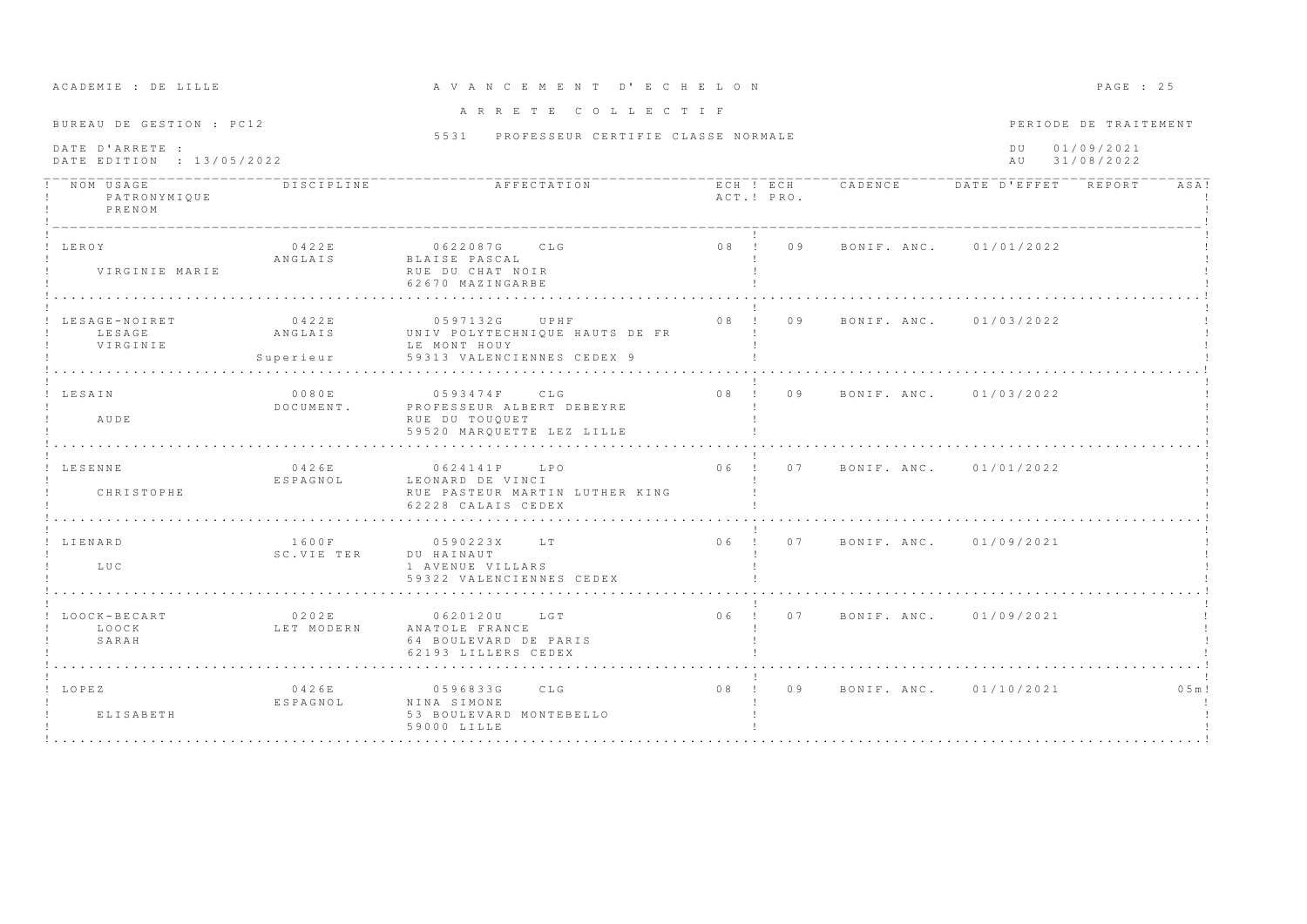ACADEMIE : DE LILLE

A V A N C E M E N T   D' E C H E L O N

A R R E T E   C O L L E C T I F

BUREAU DE GESTION : PC12

5531   PROFESSEUR CERTIFIE CLASSE NORMALE

DATE D'ARRETE :
DATE EDITION : 13/05/2022

PERIODE DE TRAITEMENT
DU 01/09/2021
AU 31/08/2022

| NOM USAGE / PATRONYMIQUE / PRENOM | DISCIPLINE | AFFECTATION | ECH ACT. | ECH PRO. | CADENCE | DATE D'EFFET | REPORT | ASA |
|---|---|---|---|---|---|---|---|---|
| LEROY<br>VIRGINIE MARIE | 0422E<br>ANGLAIS | 0622087G CLG<br>BLAISE PASCAL<br>RUE DU CHAT NOIR<br>62670 MAZINGARBE | 08 | 09 | BONIF. ANC. | 01/01/2022 | | |
| LESAGE-NOIRET<br>LESAGE<br>VIRGINIE | 0422E<br>ANGLAIS<br>Superieur | 0597132G UPHF<br>UNIV POLYTECHNIQUE HAUTS DE FR<br>LE MONT HOUY<br>59313 VALENCIENNES CEDEX 9 | 08 | 09 | BONIF. ANC. | 01/03/2022 | | |
| LESAIN<br>AUDE | 0080E<br>DOCUMENT. | 0593474F CLG<br>PROFESSEUR ALBERT DEBEYRE<br>RUE DU TOUQUET<br>59520 MARQUETTE LEZ LILLE | 08 | 09 | BONIF. ANC. | 01/03/2022 | | |
| LESENNE<br>CHRISTOPHE | 0426E<br>ESPAGNOL | 0624141P LPO<br>LEONARD DE VINCI<br>RUE PASTEUR MARTIN LUTHER KING<br>62228 CALAIS CEDEX | 06 | 07 | BONIF. ANC. | 01/01/2022 | | |
| LIENARD<br>LUC | 1600F<br>SC.VIE TER | 0590223X LT<br>DU HAINAUT<br>1 AVENUE VILLARS<br>59322 VALENCIENNES CEDEX | 06 | 07 | BONIF. ANC. | 01/09/2021 | | |
| LOOCK-BECART<br>LOOCK<br>SARAH | 0202E<br>LET MODERN | 0620120U LGT<br>ANATOLE FRANCE<br>64 BOULEVARD DE PARIS<br>62193 LILLERS CEDEX | 06 | 07 | BONIF. ANC. | 01/09/2021 | | |
| LOPEZ<br>ELISABETH | 0426E<br>ESPAGNOL | 0596833G CLG<br>NINA SIMONE<br>53 BOULEVARD MONTEBELLO<br>59000 LILLE | 08 | 09 | BONIF. ANC. | 01/10/2021 | | 05m |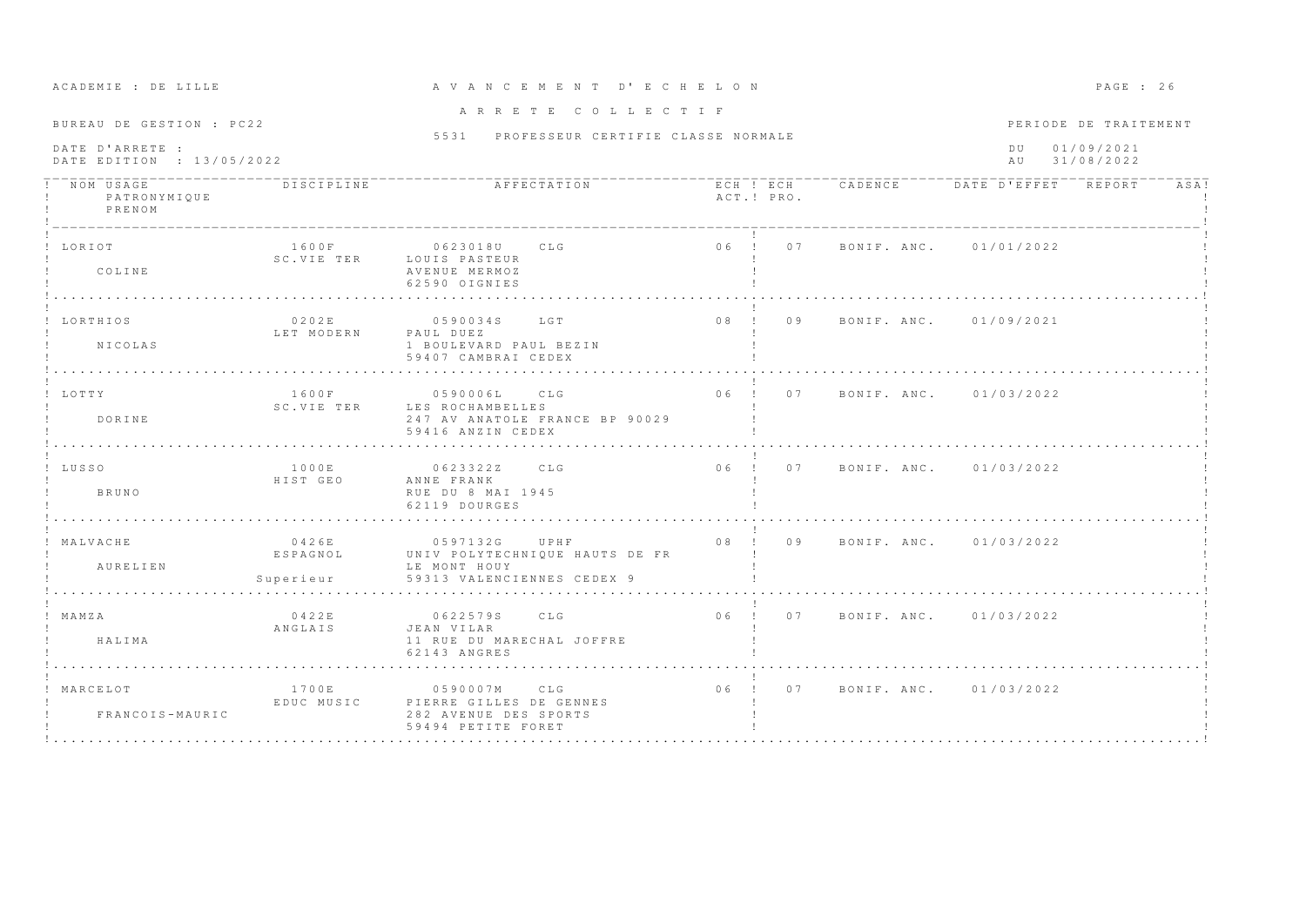ACADEMIE : DE LILLE

# A V A N C E M E N T  D' E C H E L O N

A R R E T E  C O L L E C T I F

BUREAU DE GESTION : PC22

5531 PROFESSEUR CERTIFIE CLASSE NORMALE

DATE D'ARRETE :
DATE EDITION : 13/05/2022

PERIODE DE TRAITEMENT
DU 01/09/2021
AU 31/08/2022

| NOM USAGE / PATRONYMIQUE / PRENOM | DISCIPLINE | AFFECTATION | ECH ACT. | ECH PRO. | CADENCE | DATE D'EFFET | REPORT | ASA |
|---|---|---|---|---|---|---|---|---|
| LORIOT<br>COLINE | 1600F<br>SC.VIE TER | 0623018U CLG<br>LOUIS PASTEUR<br>AVENUE MERMOZ<br>62590 OIGNIES | 06 | 07 | BONIF. ANC. | 01/01/2022 | | |
| LORTHIOS<br>NICOLAS | 0202E<br>LET MODERN | 0590034S LGT<br>PAUL DUEZ<br>1 BOULEVARD PAUL BEZIN<br>59407 CAMBRAI CEDEX | 08 | 09 | BONIF. ANC. | 01/09/2021 | | |
| LOTTY<br>DORINE | 1600F<br>SC.VIE TER | 0590006L CLG<br>LES ROCHAMBELLES<br>247 AV ANATOLE FRANCE BP 90029<br>59416 ANZIN CEDEX | 06 | 07 | BONIF. ANC. | 01/03/2022 | | |
| LUSSO<br>BRUNO | 1000E<br>HIST GEO | 0623322Z CLG<br>ANNE FRANK<br>RUE DU 8 MAI 1945<br>62119 DOURGES | 06 | 07 | BONIF. ANC. | 01/03/2022 | | |
| MALVACHE<br>AURELIEN | 0426E<br>ESPAGNOL<br>Superieur | 0597132G UPHF<br>UNIV POLYTECHNIQUE HAUTS DE FR<br>LE MONT HOUY<br>59313 VALENCIENNES CEDEX 9 | 08 | 09 | BONIF. ANC. | 01/03/2022 | | |
| MAMZA<br>HALIMA | 0422E<br>ANGLAIS | 0622579S CLG<br>JEAN VILAR<br>11 RUE DU MARECHAL JOFFRE<br>62143 ANGRES | 06 | 07 | BONIF. ANC. | 01/03/2022 | | |
| MARCELOT<br>FRANCOIS-MAURIC | 1700E<br>EDUC MUSIC | 0590007M CLG<br>PIERRE GILLES DE GENNES<br>282 AVENUE DES SPORTS<br>59494 PETITE FORET | 06 | 07 | BONIF. ANC. | 01/03/2022 | | |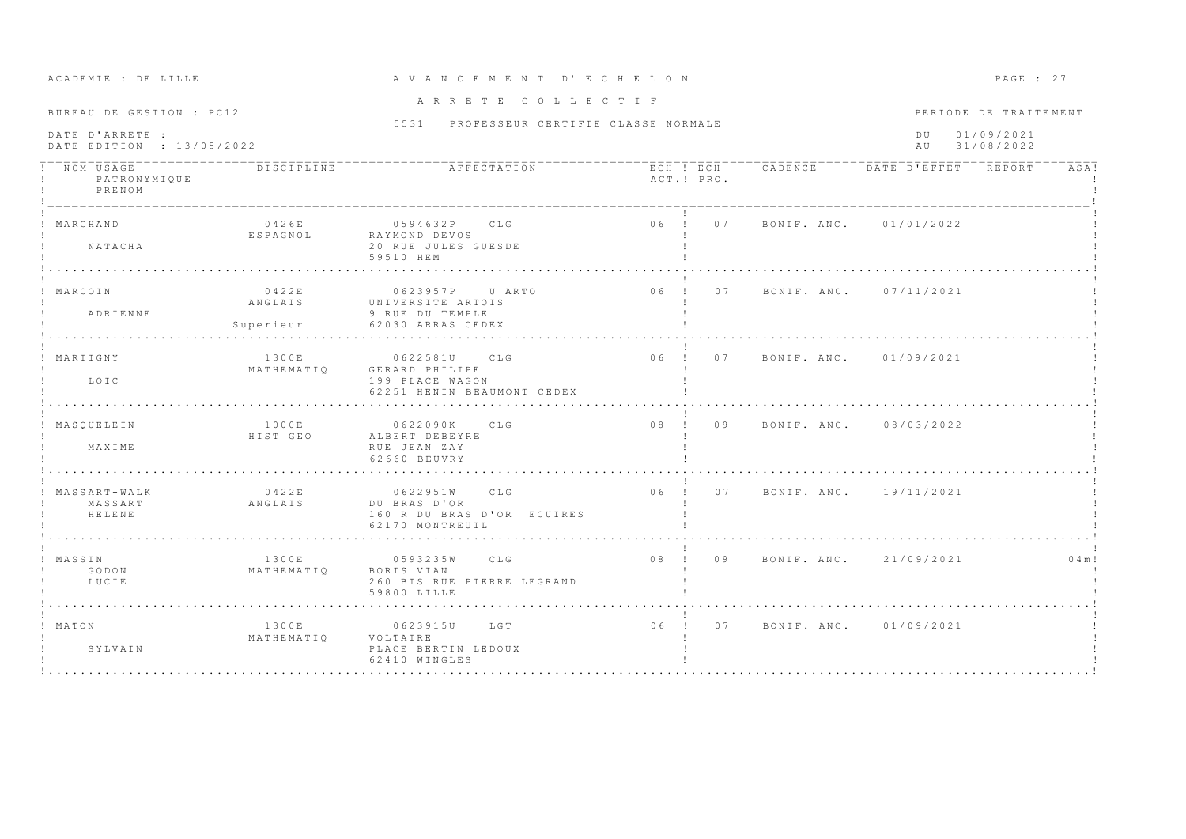ACADEMIE : DE LILLE

# A V A N C E M E N T D' E C H E L O N

## A R R E T E C O L L E C T I F

BUREAU DE GESTION : PC12

5531 PROFESSEUR CERTIFIE CLASSE NORMALE

DATE D'ARRETE :
DATE EDITION : 13/05/2022

PERIODE DE TRAITEMENT
DU 01/09/2021
AU 31/08/2022

| NOM USAGE / PATRONYMIQUE / PRENOM | DISCIPLINE | AFFECTATION | ECH ACT. | ECH PRO. | CADENCE | DATE D'EFFET | REPORT | ASA |
|---|---|---|---|---|---|---|---|---|
| MARCHAND<br>NATACHA | 0426E<br>ESPAGNOL | 0594632P CLG<br>RAYMOND DEVOS<br>20 RUE JULES GUESDE<br>59510 HEM | 06 | 07 | BONIF. ANC. | 01/01/2022 | | |
| MARCOIN<br>ADRIENNE | 0422E<br>ANGLAIS<br>Superieur | 0623957P U ARTO<br>UNIVERSITE ARTOIS<br>9 RUE DU TEMPLE<br>62030 ARRAS CEDEX | 06 | 07 | BONIF. ANC. | 07/11/2021 | | |
| MARTIGNY<br>LOIC | 1300E<br>MATHEMATIQ | 0622581U CLG<br>GERARD PHILIPE<br>199 PLACE WAGON<br>62251 HENIN BEAUMONT CEDEX | 06 | 07 | BONIF. ANC. | 01/09/2021 | | |
| MASQUELEIN<br>MAXIME | 1000E<br>HIST GEO | 0622090K CLG<br>ALBERT DEBEYRE<br>RUE JEAN ZAY<br>62660 BEUVRY | 08 | 09 | BONIF. ANC. | 08/03/2022 | | |
| MASSART-WALK<br>MASSART<br>HELENE | 0422E<br>ANGLAIS | 0622951W CLG<br>DU BRAS D'OR<br>160 R DU BRAS D'OR ECUIRES<br>62170 MONTREUIL | 06 | 07 | BONIF. ANC. | 19/11/2021 | | |
| MASSIN<br>GODON<br>LUCIE | 1300E<br>MATHEMATIQ | 0593235W CLG<br>BORIS VIAN<br>260 BIS RUE PIERRE LEGRAND<br>59800 LILLE | 08 | 09 | BONIF. ANC. | 21/09/2021 | | 04m |
| MATON<br>SYLVAIN | 1300E<br>MATHEMATIQ | 0623915U LGT<br>VOLTAIRE<br>PLACE BERTIN LEDOUX<br>62410 WINGLES | 06 | 07 | BONIF. ANC. | 01/09/2021 | | |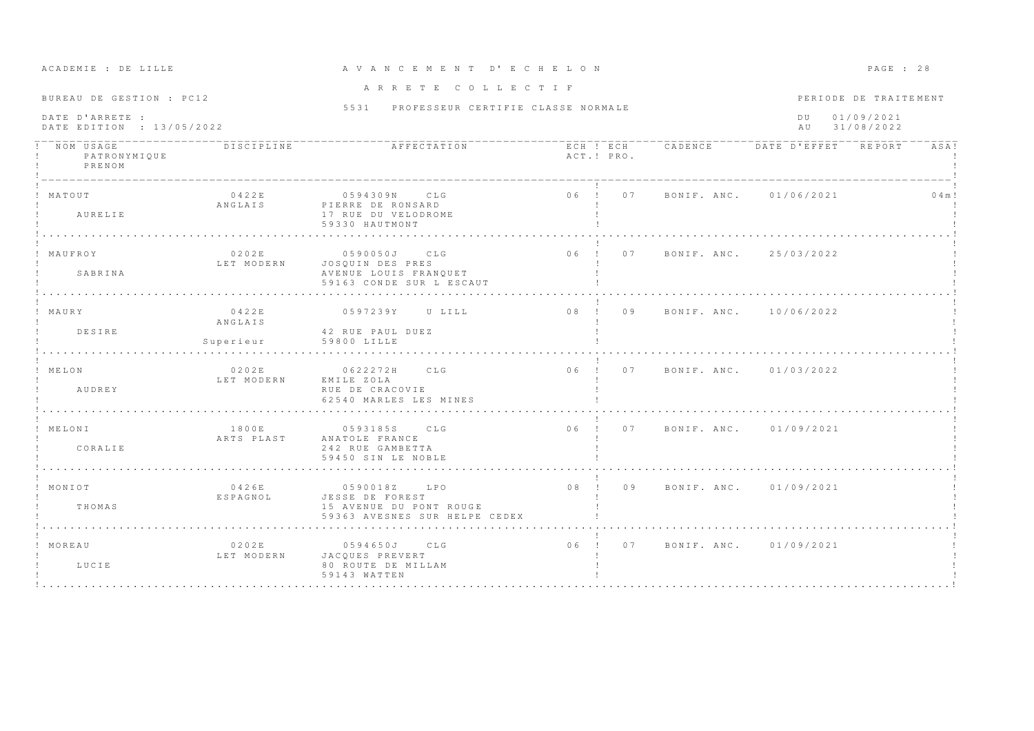ACADEMIE : DE LILLE

# A V A N C E M E N T D' E C H E L O N

## A R R E T E C O L L E C T I F

BUREAU DE GESTION : PC12

5531 PROFESSEUR CERTIFIE CLASSE NORMALE

DATE D'ARRETE :
DATE EDITION : 13/05/2022

PERIODE DE TRAITEMENT
DU 01/09/2021
AU 31/08/2022

| NOM USAGE / PATRONYMIQUE / PRENOM | DISCIPLINE | AFFECTATION | ECH ACT. | ECH PRO. | CADENCE | DATE D'EFFET | REPORT | ASA |
|---|---|---|---|---|---|---|---|---|
| MATOUT<br>AURELIE | 0422E<br>ANGLAIS | 0594309N CLG<br>PIERRE DE RONSARD<br>17 RUE DU VELODROME<br>59330 HAUTMONT | 06 | 07 | BONIF. ANC. | 01/06/2021 | | 04m |
| MAUFROY<br>SABRINA | 0202E<br>LET MODERN | 0590050J CLG<br>JOSQUIN DES PRES<br>AVENUE LOUIS FRANQUET<br>59163 CONDE SUR L ESCAUT | 06 | 07 | BONIF. ANC. | 25/03/2022 | | |
| MAURY<br>DESIRE | 0422E<br>ANGLAIS<br>Superieur | 0597239Y U LILL<br>42 RUE PAUL DUEZ<br>59800 LILLE | 08 | 09 | BONIF. ANC. | 10/06/2022 | | |
| MELON<br>AUDREY | 0202E<br>LET MODERN | 0622272H CLG<br>EMILE ZOLA<br>RUE DE CRACOVIE<br>62540 MARLES LES MINES | 06 | 07 | BONIF. ANC. | 01/03/2022 | | |
| MELONI<br>CORALIE | 1800E<br>ARTS PLAST | 0593185S CLG<br>ANATOLE FRANCE<br>242 RUE GAMBETTA<br>59450 SIN LE NOBLE | 06 | 07 | BONIF. ANC. | 01/09/2021 | | |
| MONIOT<br>THOMAS | 0426E<br>ESPAGNOL | 0590018Z LPO<br>JESSE DE FOREST<br>15 AVENUE DU PONT ROUGE<br>59363 AVESNES SUR HELPE CEDEX | 08 | 09 | BONIF. ANC. | 01/09/2021 | | |
| MOREAU<br>LUCIE | 0202E<br>LET MODERN | 0594650J CLG<br>JACQUES PREVERT<br>80 ROUTE DE MILLAM<br>59143 WATTEN | 06 | 07 | BONIF. ANC. | 01/09/2021 | | |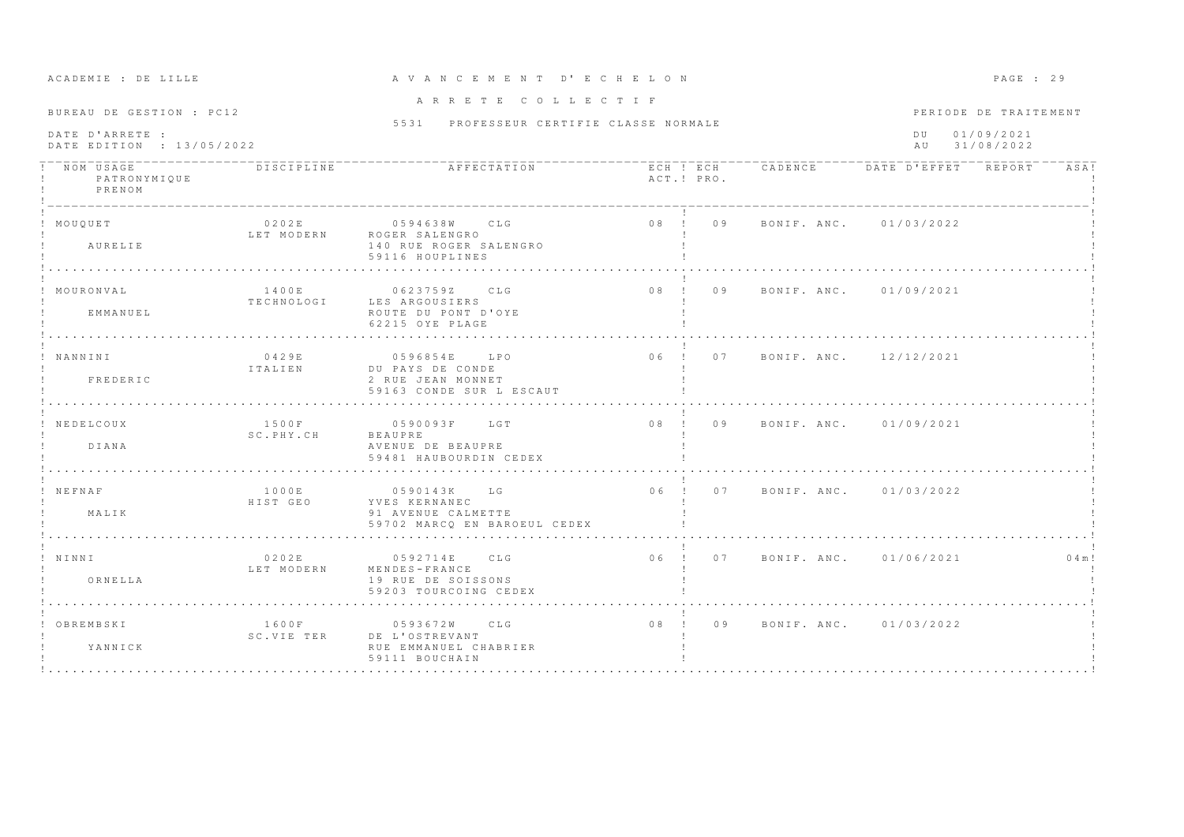ACADEMIE : DE LILLE

# A V A N C E M E N T D' E C H E L O N

## A R R E T E C O L L E C T I F

BUREAU DE GESTION : PC12

5531 PROFESSEUR CERTIFIE CLASSE NORMALE

PERIODE DE TRAITEMENT

DATE D'ARRETE :
DATE EDITION : 13/05/2022

DU 01/09/2021
AU 31/08/2022

| NOM USAGE / PATRONYMIQUE / PRENOM | DISCIPLINE | AFFECTATION | ECH ACT. | ECH PRO. | CADENCE | DATE D'EFFET | REPORT | ASA |
|---|---|---|---|---|---|---|---|---|
| MOUQUET<br>AURELIE | 0202E<br>LET MODERN | 0594638W CLG<br>ROGER SALENGRO<br>140 RUE ROGER SALENGRO<br>59116 HOUPLINES | 08 | 09 | BONIF. ANC. | 01/03/2022 | | |
| MOURONVAL<br>EMMANUEL | 1400E<br>TECHNOLOGI | 0623759Z CLG<br>LES ARGOUSIERS<br>ROUTE DU PONT D'OYE<br>62215 OYE PLAGE | 08 | 09 | BONIF. ANC. | 01/09/2021 | | |
| NANNINI<br>FREDERIC | 0429E<br>ITALIEN | 0596854E LPO<br>DU PAYS DE CONDE<br>2 RUE JEAN MONNET<br>59163 CONDE SUR L ESCAUT | 06 | 07 | BONIF. ANC. | 12/12/2021 | | |
| NEDELCOUX<br>DIANA | 1500F<br>SC.PHY.CH | 0590093F LGT<br>BEAUPRE<br>AVENUE DE BEAUPRE<br>59481 HAUBOURDIN CEDEX | 08 | 09 | BONIF. ANC. | 01/09/2021 | | |
| NEFNAF<br>MALIK | 1000E<br>HIST GEO | 0590143K LG<br>YVES KERNANEC<br>91 AVENUE CALMETTE<br>59702 MARCQ EN BAROEUL CEDEX | 06 | 07 | BONIF. ANC. | 01/03/2022 | | |
| NINNI<br>ORNELLA | 0202E<br>LET MODERN | 0592714E CLG<br>MENDES-FRANCE<br>19 RUE DE SOISSONS<br>59203 TOURCOING CEDEX | 06 | 07 | BONIF. ANC. | 01/06/2021 | | 04m |
| OBREMBSKI<br>YANNICK | 1600F<br>SC.VIE TER | 0593672W CLG<br>DE L'OSTREVANT<br>RUE EMMANUEL CHABRIER<br>59111 BOUCHAIN | 08 | 09 | BONIF. ANC. | 01/03/2022 | | |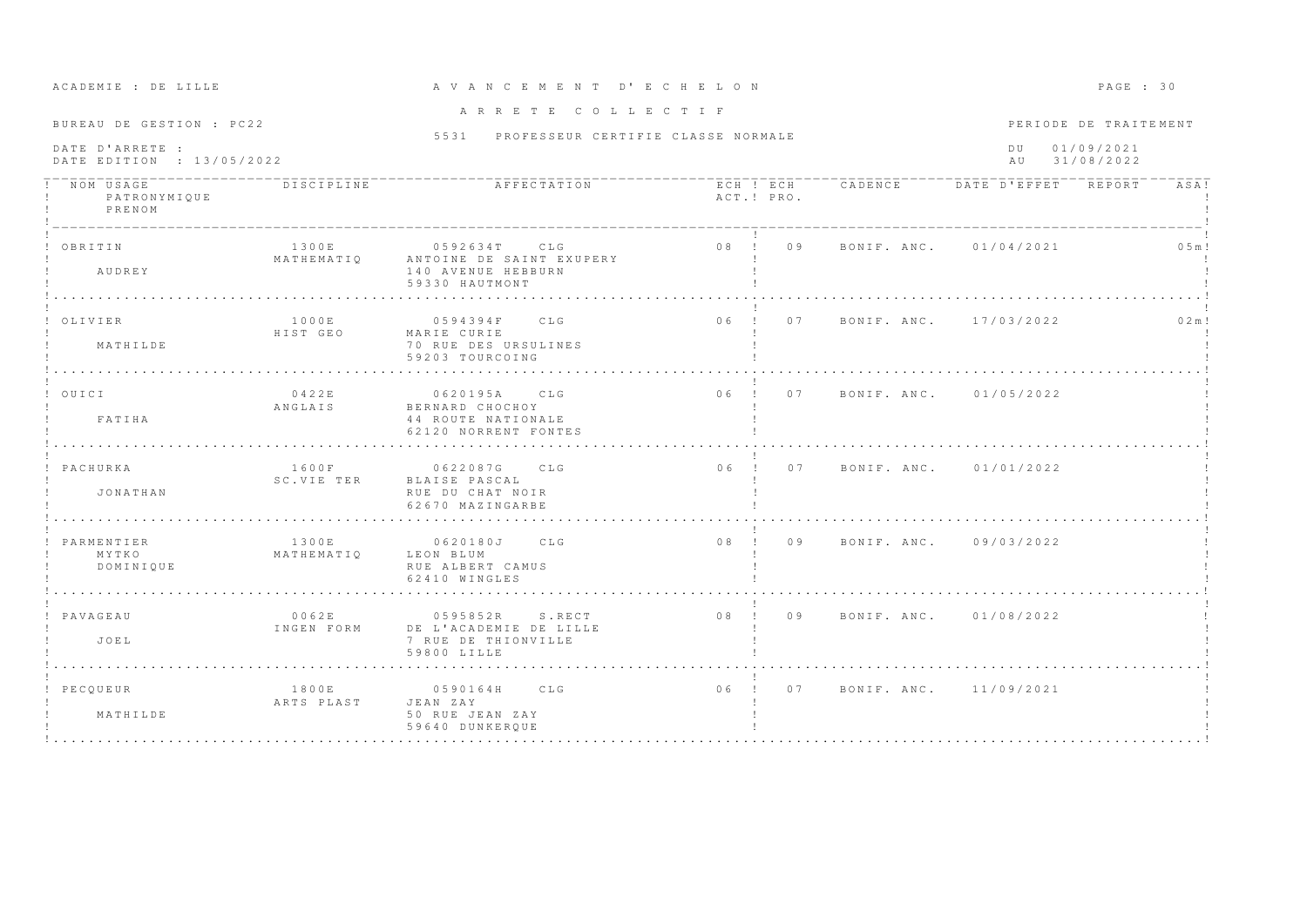ACADEMIE : DE LILLE

# A V A N C E M E N T D' E C H E L O N

A R R E T E C O L L E C T I F

BUREAU DE GESTION : PC22

PERIODE DE TRAITEMENT

5531 PROFESSEUR CERTIFIE CLASSE NORMALE

DATE D'ARRETE :
DATE EDITION : 13/05/2022

DU 01/09/2021
AU 31/08/2022

| NOM USAGE / PATRONYMIQUE / PRENOM | DISCIPLINE | AFFECTATION | ECH ACT. | ECH PRO. | CADENCE | DATE D'EFFET | REPORT | ASA |
|---|---|---|---|---|---|---|---|---|
| OBRITIN<br>AUDREY | 1300E<br>MATHEMATIQ | 0592634T CLG<br>ANTOINE DE SAINT EXUPERY<br>140 AVENUE HEBBURN<br>59330 HAUTMONT | 08 | 09 | BONIF. ANC. | 01/04/2021 | | 05m |
| OLIVIER<br>MATHILDE | 1000E<br>HIST GEO | 0594394F CLG<br>MARIE CURIE<br>70 RUE DES URSULINES<br>59203 TOURCOING | 06 | 07 | BONIF. ANC. | 17/03/2022 | | 02m |
| OUICI<br>FATIHA | 0422E<br>ANGLAIS | 0620195A CLG<br>BERNARD CHOCHOY<br>44 ROUTE NATIONALE<br>62120 NORRENT FONTES | 06 | 07 | BONIF. ANC. | 01/05/2022 | | |
| PACHURKA<br>JONATHAN | 1600F<br>SC.VIE TER | 0622087G CLG<br>BLAISE PASCAL<br>RUE DU CHAT NOIR<br>62670 MAZINGARBE | 06 | 07 | BONIF. ANC. | 01/01/2022 | | |
| PARMENTIER<br>MYTKO<br>DOMINIQUE | 1300E<br>MATHEMATIQ | 0620180J CLG<br>LEON BLUM<br>RUE ALBERT CAMUS<br>62410 WINGLES | 08 | 09 | BONIF. ANC. | 09/03/2022 | | |
| PAVAGEAU<br>JOEL | 0062E<br>INGEN FORM | 0595852R S.RECT<br>DE L'ACADEMIE DE LILLE<br>7 RUE DE THIONVILLE<br>59800 LILLE | 08 | 09 | BONIF. ANC. | 01/08/2022 | | |
| PECQUEUR<br>MATHILDE | 1800E<br>ARTS PLAST | 0590164H CLG<br>JEAN ZAY<br>50 RUE JEAN ZAY<br>59640 DUNKERQUE | 06 | 07 | BONIF. ANC. | 11/09/2021 | | |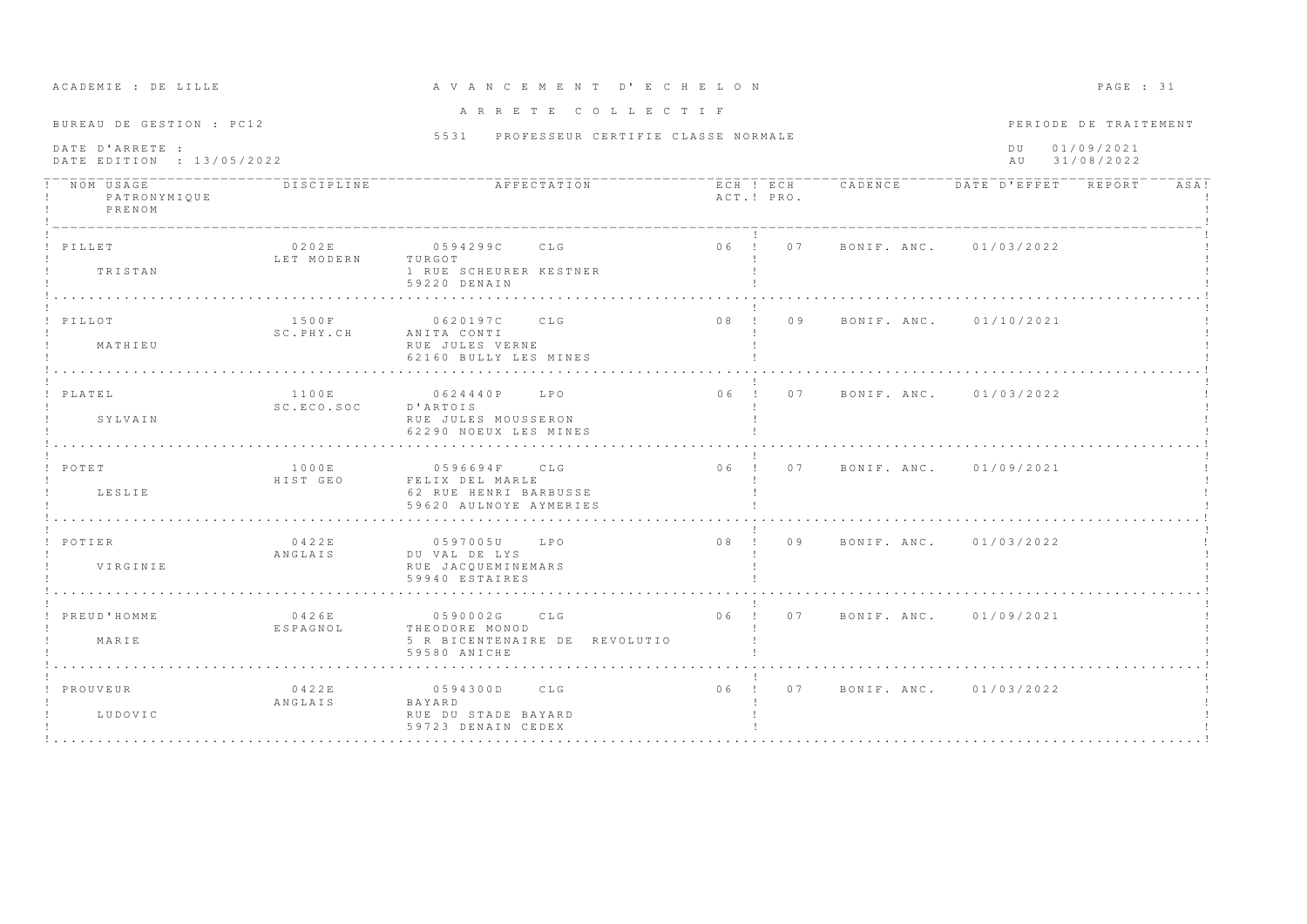ACADEMIE : DE LILLE

# A V A N C E M E N T D' E C H E L O N

## A R R E T E C O L L E C T I F

BUREAU DE GESTION : PC12

5531 PROFESSEUR CERTIFIE CLASSE NORMALE

DATE D'ARRETE :
DATE EDITION : 13/05/2022

PERIODE DE TRAITEMENT
DU 01/09/2021
AU 31/08/2022

| NOM USAGE / PATRONYMIQUE / PRENOM | DISCIPLINE | AFFECTATION | ECH ACT. | ECH PRO. | CADENCE | DATE D'EFFET | REPORT | ASA |
|---|---|---|---|---|---|---|---|---|
| PILLET<br>TRISTAN | 0202E<br>LET MODERN | 0594299C CLG<br>TURGOT<br>1 RUE SCHEURER KESTNER<br>59220 DENAIN | 06 | 07 | BONIF. ANC. | 01/03/2022 | | |
| PILLOT<br>MATHIEU | 1500F<br>SC.PHY.CH | 0620197C CLG<br>ANITA CONTI<br>RUE JULES VERNE<br>62160 BULLY LES MINES | 08 | 09 | BONIF. ANC. | 01/10/2021 | | |
| PLATEL<br>SYLVAIN | 1100E<br>SC.ECO.SOC | 0624440P LPO<br>D'ARTOIS<br>RUE JULES MOUSSERON<br>62290 NOEUX LES MINES | 06 | 07 | BONIF. ANC. | 01/03/2022 | | |
| POTET<br>LESLIE | 1000E<br>HIST GEO | 0596694F CLG<br>FELIX DEL MARLE<br>62 RUE HENRI BARBUSSE<br>59620 AULNOYE AYMERIES | 06 | 07 | BONIF. ANC. | 01/09/2021 | | |
| POTIER<br>VIRGINIE | 0422E<br>ANGLAIS | 0597005U LPO<br>DU VAL DE LYS<br>RUE JACQUEMINEMARS<br>59940 ESTAIRES | 08 | 09 | BONIF. ANC. | 01/03/2022 | | |
| PREUD'HOMME<br>MARIE | 0426E<br>ESPAGNOL | 0590002G CLG<br>THEODORE MONOD<br>5 R BICENTENAIRE DE REVOLUTIO<br>59580 ANICHE | 06 | 07 | BONIF. ANC. | 01/09/2021 | | |
| PROUVEUR<br>LUDOVIC | 0422E<br>ANGLAIS | 0594300D CLG<br>BAYARD<br>RUE DU STADE BAYARD<br>59723 DENAIN CEDEX | 06 | 07 | BONIF. ANC. | 01/03/2022 | | |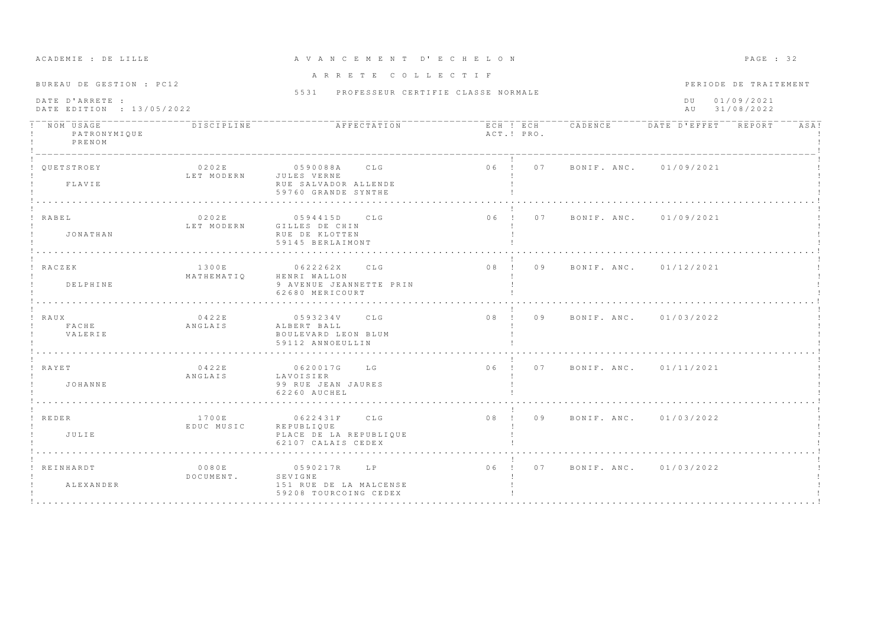ACADEMIE : DE LILLE

# A V A N C E M E N T  D' E C H E L O N

A R R E T E  C O L L E C T I F

BUREAU DE GESTION : PC12

5531 PROFESSEUR CERTIFIE CLASSE NORMALE

DATE D'ARRETE :
DATE EDITION : 13/05/2022

PERIODE DE TRAITEMENT
DU 01/09/2021
AU 31/08/2022

| NOM USAGE / PATRONYMIQUE / PRENOM | DISCIPLINE | AFFECTATION | ECH ACT. | ECH PRO. | CADENCE | DATE D'EFFET | REPORT | ASA |
|---|---|---|---|---|---|---|---|---|
| QUETSTROEY<br>FLAVIE | 0202E<br>LET MODERN | 0590088A CLG<br>JULES VERNE<br>RUE SALVADOR ALLENDE<br>59760 GRANDE SYNTHE | 06 | 07 | BONIF. ANC. | 01/09/2021 | | |
| RABEL<br>JONATHAN | 0202E<br>LET MODERN | 0594415D CLG<br>GILLES DE CHIN<br>RUE DE KLOTTEN<br>59145 BERLAIMONT | 06 | 07 | BONIF. ANC. | 01/09/2021 | | |
| RACZEK<br>DELPHINE | 1300E<br>MATHEMATIQ | 0622262X CLG<br>HENRI WALLON<br>9 AVENUE JEANNETTE PRIN<br>62680 MERICOURT | 08 | 09 | BONIF. ANC. | 01/12/2021 | | |
| RAUX<br>FACHE<br>VALERIE | 0422E<br>ANGLAIS | 0593234V CLG<br>ALBERT BALL<br>BOULEVARD LEON BLUM<br>59112 ANNOEULLIN | 08 | 09 | BONIF. ANC. | 01/03/2022 | | |
| RAYET<br>JOHANNE | 0422E<br>ANGLAIS | 0620017G LG<br>LAVOISIER<br>99 RUE JEAN JAURES<br>62260 AUCHEL | 06 | 07 | BONIF. ANC. | 01/11/2021 | | |
| REDER<br>JULIE | 1700E<br>EDUC MUSIC | 0622431F CLG<br>REPUBLIQUE<br>PLACE DE LA REPUBLIQUE<br>62107 CALAIS CEDEX | 08 | 09 | BONIF. ANC. | 01/03/2022 | | |
| REINHARDT<br>ALEXANDER | 0080E<br>DOCUMENT. | 0590217R LP<br>SEVIGNE<br>151 RUE DE LA MALCENSE<br>59208 TOURCOING CEDEX | 06 | 07 | BONIF. ANC. | 01/03/2022 | | |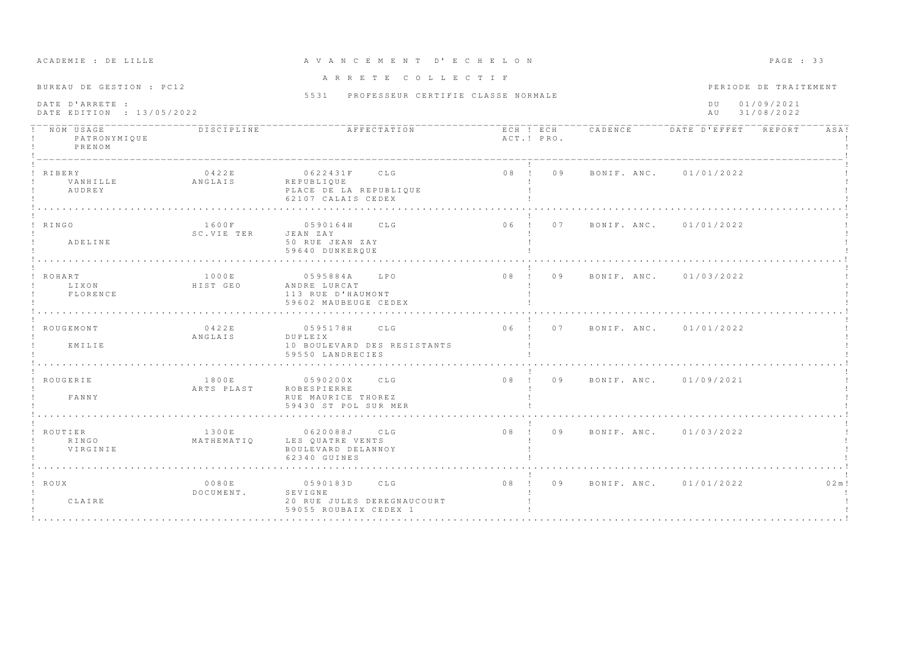ACADEMIE : DE LILLE

**A V A N C E M E N T D' E C H E L O N**

**A R R E T E C O L L E C T I F**

BUREAU DE GESTION : PC12

5531 PROFESSEUR CERTIFIE CLASSE NORMALE

DATE D'ARRETE :
DATE EDITION : 13/05/2022

PERIODE DE TRAITEMENT
DU 01/09/2021
AU 31/08/2022

| NOM USAGE / PATRONYMIQUE / PRENOM | DISCIPLINE | AFFECTATION | ECH ACT. | ECH PRO. | CADENCE | DATE D'EFFET | REPORT | ASA |
|---|---|---|---|---|---|---|---|---|
| RIBERY<br>VANHILLE<br>AUDREY | 0422E<br>ANGLAIS | 0622431F CLG<br>REPUBLIQUE<br>PLACE DE LA REPUBLIQUE<br>62107 CALAIS CEDEX | 08 | 09 | BONIF. ANC. | 01/01/2022 | | |
| RINGO<br><br>ADELINE | 1600F<br>SC.VIE TER | 0590164H CLG<br>JEAN ZAY<br>50 RUE JEAN ZAY<br>59640 DUNKERQUE | 06 | 07 | BONIF. ANC. | 01/01/2022 | | |
| ROHART<br>LIXON<br>FLORENCE | 1000E<br>HIST GEO | 0595884A LPO<br>ANDRE LURCAT<br>113 RUE D'HAUMONT<br>59602 MAUBEUGE CEDEX | 08 | 09 | BONIF. ANC. | 01/03/2022 | | |
| ROUGEMONT<br><br>EMILIE | 0422E<br>ANGLAIS | 0595178H CLG<br>DUPLEIX<br>10 BOULEVARD DES RESISTANTS<br>59550 LANDRECIES | 06 | 07 | BONIF. ANC. | 01/01/2022 | | |
| ROUGERIE<br><br>FANNY | 1800E<br>ARTS PLAST | 0590200X CLG<br>ROBESPIERRE<br>RUE MAURICE THOREZ<br>59430 ST POL SUR MER | 08 | 09 | BONIF. ANC. | 01/09/2021 | | |
| ROUTIER<br>RINGO<br>VIRGINIE | 1300E<br>MATHEMATIQ | 0620088J CLG<br>LES QUATRE VENTS<br>BOULEVARD DELANNOY<br>62340 GUINES | 08 | 09 | BONIF. ANC. | 01/03/2022 | | |
| ROUX<br><br>CLAIRE | 0080E<br>DOCUMENT. | 0590183D CLG<br>SEVIGNE<br>20 RUE JULES DEREGNAUCOURT<br>59055 ROUBAIX CEDEX 1 | 08 | 09 | BONIF. ANC. | 01/01/2022 | | 02m |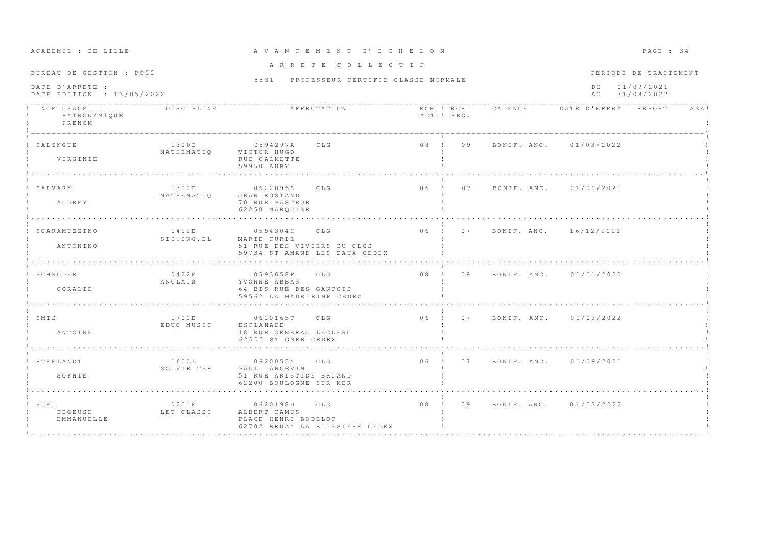ACADEMIE : DE LILLE

# A V A N C E M E N T D' E C H E L O N

A R R E T E C O L L E C T I F

BUREAU DE GESTION : PC22

5531 PROFESSEUR CERTIFIE CLASSE NORMALE

PERIODE DE TRAITEMENT

DATE D'ARRETE :
DATE EDITION : 13/05/2022

DU 01/09/2021
AU 31/08/2022

| NOM USAGE / PATRONYMIQUE / PRENOM | DISCIPLINE | AFFECTATION | ECH ACT. | ECH PRO. | CADENCE | DATE D'EFFET | REPORT | ASA |
|---|---|---|---|---|---|---|---|---|
| SALINGUE<br>VIRGINIE | 1300E<br>MATHEMATIQ | 0594297A CLG<br>VICTOR HUGO<br>RUE CALMETTE<br>59950 AUBY | 08 | 09 | BONIF. ANC. | 01/03/2022 | | |
| SALVARY<br>AUDREY | 1300E<br>MATHEMATIQ | 0622096S CLG<br>JEAN ROSTAND<br>70 RUE PASTEUR<br>62250 MARQUISE | 06 | 07 | BONIF. ANC. | 01/09/2021 | | |
| SCARAMUZZINO<br>ANTONINO | 1412E<br>SII.ING.EL | 0594304H CLG<br>MARIE CURIE<br>51 RUE DES VIVIERS DU CLOS<br>59734 ST AMAND LES EAUX CEDEX | 06 | 07 | BONIF. ANC. | 16/12/2021 | | |
| SCHRODER<br>CORALIE | 0422E<br>ANGLAIS | 0593658F CLG<br>YVONNE ABBAS<br>64 BIS RUE DES GANTOIS<br>59562 LA MADELEINE CEDEX | 08 | 09 | BONIF. ANC. | 01/01/2022 | | |
| SMIS<br>ANTOINE | 1700E<br>EDUC MUSIC | 0620165T CLG<br>ESPLANADE<br>18 RUE GENERAL LECLERC<br>62505 ST OMER CEDEX | 06 | 07 | BONIF. ANC. | 01/03/2022 | | |
| STEELANDT<br>SOPHIE | 1600F<br>SC.VIE TER | 0620055Y CLG<br>PAUL LANGEVIN<br>51 RUE ARISTIDE BRIAND<br>62200 BOULOGNE SUR MER | 06 | 07 | BONIF. ANC. | 01/09/2021 | | |
| SUEL<br>DEGEUSE<br>EMMANUELLE | 0201E<br>LET CLASSI | 0620198D CLG<br>ALBERT CAMUS<br>PLACE HENRI BODELOT<br>62702 BRUAY LA BUISSIERE CEDEX | 08 | 09 | BONIF. ANC. | 01/03/2022 | | |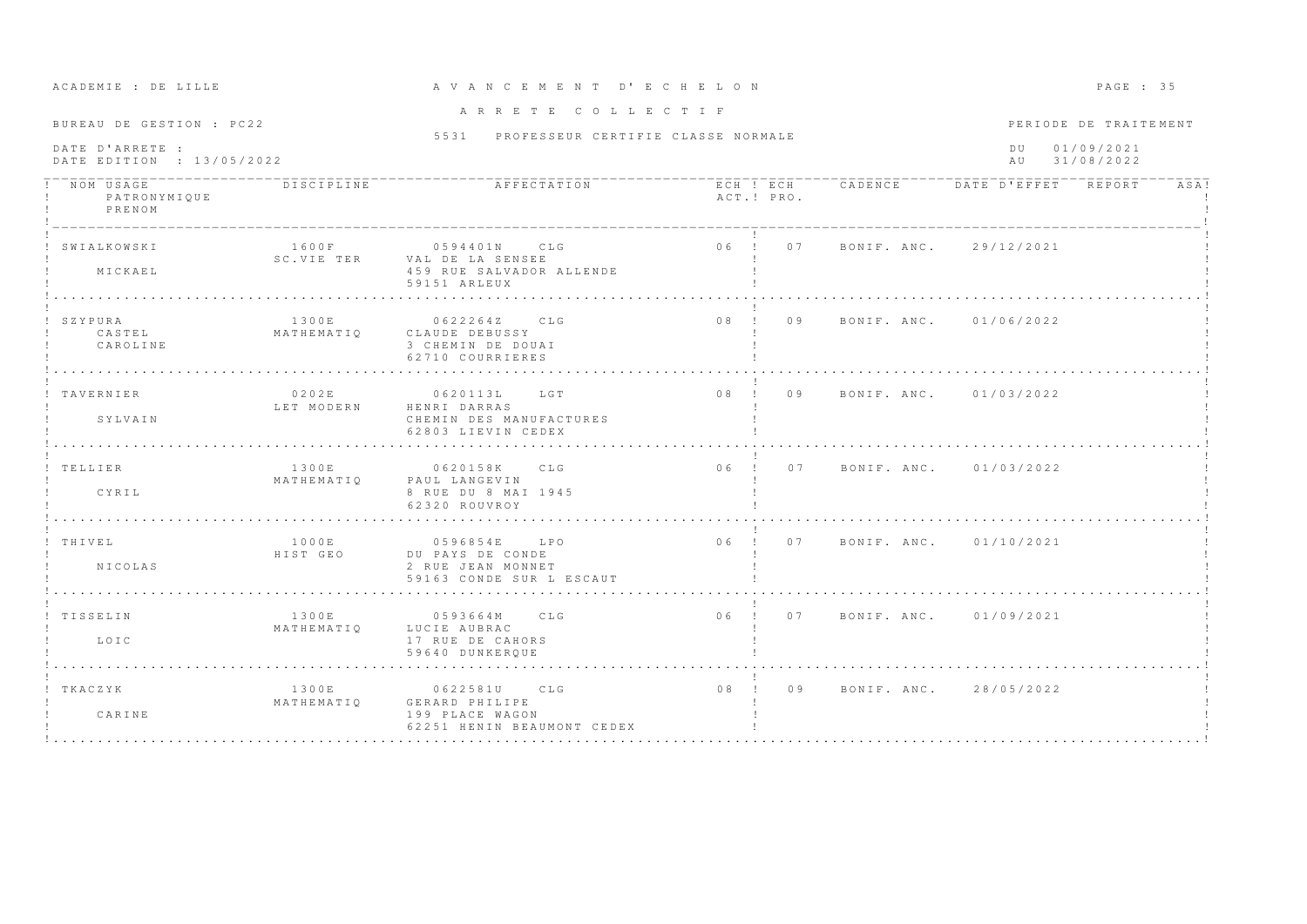ACADEMIE : DE LILLE

A V A N C E M E N T D' E C H E L O N

A R R E T E C O L L E C T I F

BUREAU DE GESTION : PC22

5531 PROFESSEUR CERTIFIE CLASSE NORMALE

PERIODE DE TRAITEMENT

DATE D'ARRETE :
DATE EDITION : 13/05/2022

DU 01/09/2021
AU 31/08/2022

| NOM USAGE / PATRONYMIQUE / PRENOM | DISCIPLINE | AFFECTATION | ECH ACT. | ECH PRO. | CADENCE | DATE D'EFFET | REPORT | ASA |
|---|---|---|---|---|---|---|---|---|
| SWIALKOWSKI<br>MICKAEL | 1600F<br>SC.VIE TER | 0594401N CLG<br>VAL DE LA SENSEE<br>459 RUE SALVADOR ALLENDE<br>59151 ARLEUX | 06 | 07 | BONIF. ANC. | 29/12/2021 | | |
| SZYPURA<br>CASTEL<br>CAROLINE | 1300E<br>MATHEMATIQ | 0622264Z CLG<br>CLAUDE DEBUSSY<br>3 CHEMIN DE DOUAI<br>62710 COURRIERES | 08 | 09 | BONIF. ANC. | 01/06/2022 | | |
| TAVERNIER<br>SYLVAIN | 0202E<br>LET MODERN | 0620113L LGT<br>HENRI DARRAS<br>CHEMIN DES MANUFACTURES<br>62803 LIEVIN CEDEX | 08 | 09 | BONIF. ANC. | 01/03/2022 | | |
| TELLIER<br>CYRIL | 1300E<br>MATHEMATIQ | 0620158K CLG<br>PAUL LANGEVIN<br>8 RUE DU 8 MAI 1945<br>62320 ROUVROY | 06 | 07 | BONIF. ANC. | 01/03/2022 | | |
| THIVEL<br>NICOLAS | 1000E<br>HIST GEO | 0596854E LPO<br>DU PAYS DE CONDE<br>2 RUE JEAN MONNET<br>59163 CONDE SUR L ESCAUT | 06 | 07 | BONIF. ANC. | 01/10/2021 | | |
| TISSELIN<br>LOIC | 1300E<br>MATHEMATIQ | 0593664M CLG<br>LUCIE AUBRAC<br>17 RUE DE CAHORS<br>59640 DUNKERQUE | 06 | 07 | BONIF. ANC. | 01/09/2021 | | |
| TKACZYK<br>CARINE | 1300E<br>MATHEMATIQ | 0622581U CLG<br>GERARD PHILIPE<br>199 PLACE WAGON<br>62251 HENIN BEAUMONT CEDEX | 08 | 09 | BONIF. ANC. | 28/05/2022 | | |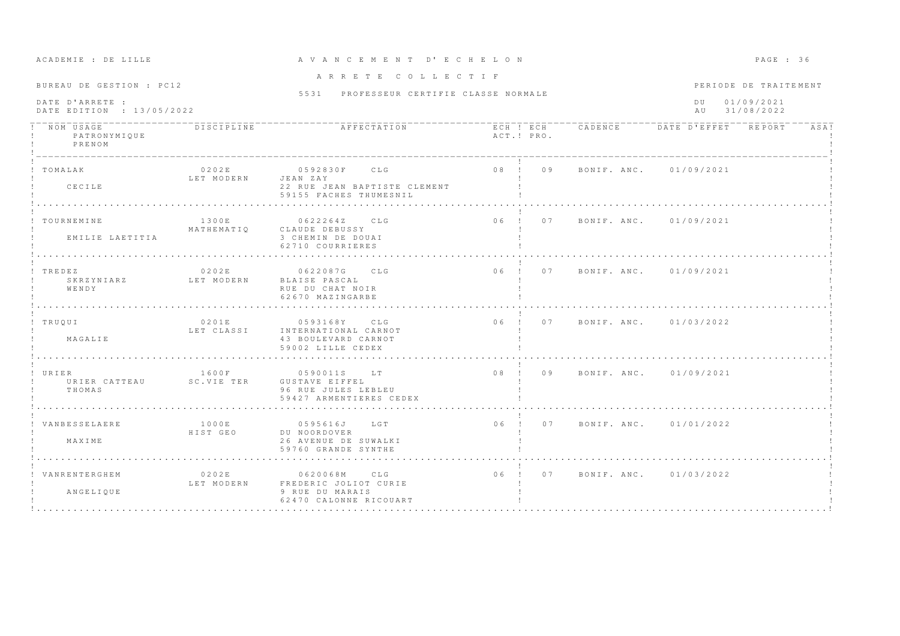ACADEMIE : DE LILLE

# A V A N C E M E N T D' E C H E L O N

## A R R E T E C O L L E C T I F

BUREAU DE GESTION : PC12

5531 PROFESSEUR CERTIFIE CLASSE NORMALE

DATE D'ARRETE :
DATE EDITION : 13/05/2022

PERIODE DE TRAITEMENT
DU 01/09/2021
AU 31/08/2022

| NOM USAGE / PATRONYMIQUE / PRENOM | DISCIPLINE | AFFECTATION | ECH ACT. | ECH PRO. | CADENCE | DATE D'EFFET | REPORT | ASA |
|---|---|---|---|---|---|---|---|---|
| TOMALAK<br><br>CECILE | 0202E<br>LET MODERN | 0592830F CLG<br>JEAN ZAY<br>22 RUE JEAN BAPTISTE CLEMENT<br>59155 FACHES THUMESNIL | 08 | 09 | BONIF. ANC. | 01/09/2021 | | |
| TOURNEMINE<br><br>EMILIE LAETITIA | 1300E<br>MATHEMATIQ | 0622264Z CLG<br>CLAUDE DEBUSSY<br>3 CHEMIN DE DOUAI<br>62710 COURRIERES | 06 | 07 | BONIF. ANC. | 01/09/2021 | | |
| TREDEZ<br>SKRZYNIARZ<br>WENDY | 0202E<br>LET MODERN | 0622087G CLG<br>BLAISE PASCAL<br>RUE DU CHAT NOIR<br>62670 MAZINGARBE | 06 | 07 | BONIF. ANC. | 01/09/2021 | | |
| TRUQUI<br><br>MAGALIE | 0201E<br>LET CLASSI | 0593168Y CLG<br>INTERNATIONAL CARNOT<br>43 BOULEVARD CARNOT<br>59002 LILLE CEDEX | 06 | 07 | BONIF. ANC. | 01/03/2022 | | |
| URIER<br>URIER CATTEAU<br>THOMAS | 1600F<br>SC.VIE TER | 0590011S LT<br>GUSTAVE EIFFEL<br>96 RUE JULES LEBLEU<br>59427 ARMENTIERES CEDEX | 08 | 09 | BONIF. ANC. | 01/09/2021 | | |
| VANBESSELAERE<br><br>MAXIME | 1000E<br>HIST GEO | 0595616J LGT<br>DU NOORDOVER<br>26 AVENUE DE SUWALKI<br>59760 GRANDE SYNTHE | 06 | 07 | BONIF. ANC. | 01/01/2022 | | |
| VANRENTERGHEM<br><br>ANGELIQUE | 0202E<br>LET MODERN | 0620068M CLG<br>FREDERIC JOLIOT CURIE<br>9 RUE DU MARAIS<br>62470 CALONNE RICOUART | 06 | 07 | BONIF. ANC. | 01/03/2022 | | |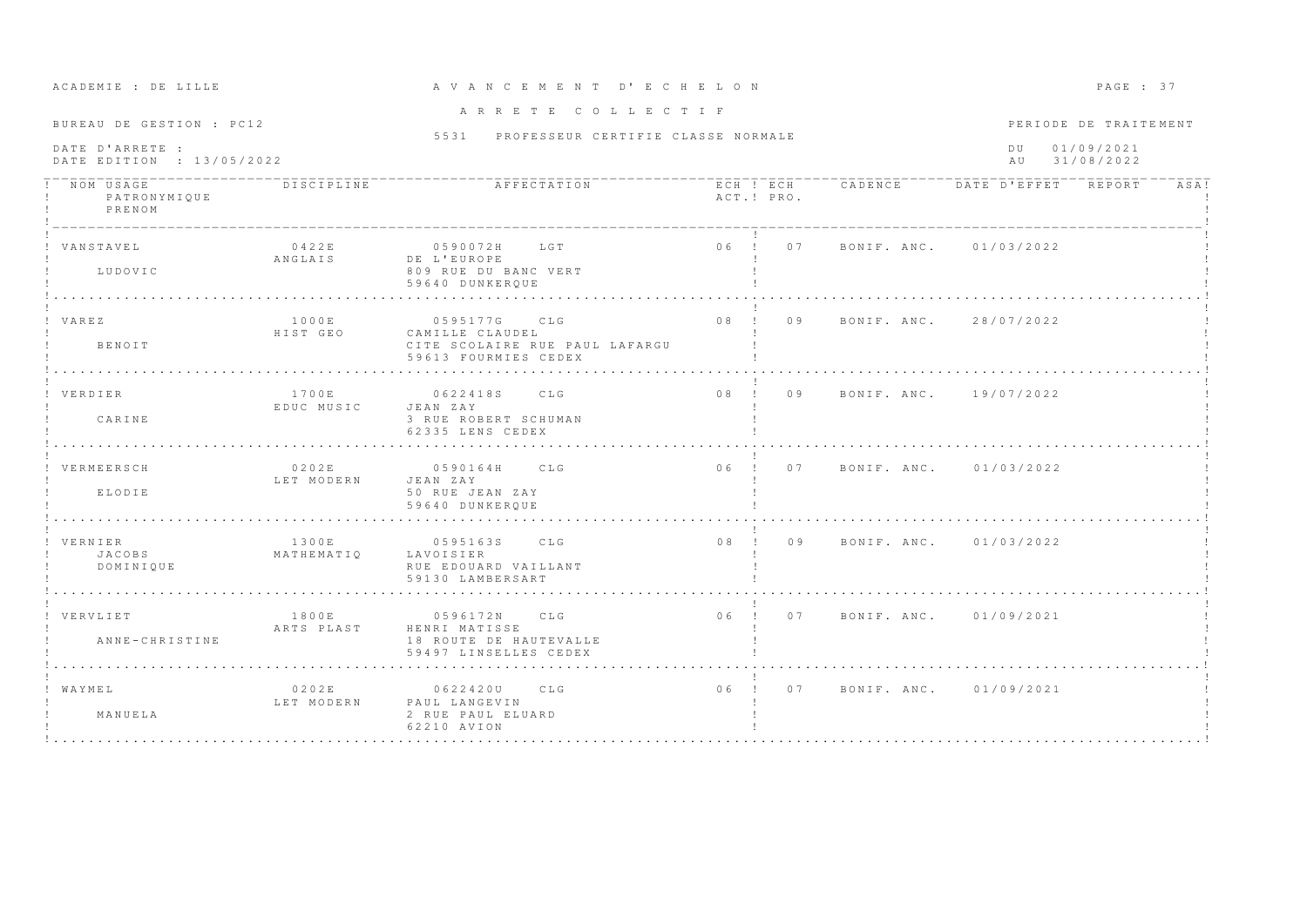ACADEMIE : DE LILLE

# A V A N C E M E N T D' E C H E L O N

## A R R E T E C O L L E C T I F

BUREAU DE GESTION : PC12

5531 PROFESSEUR CERTIFIE CLASSE NORMALE

DATE D'ARRETE :
DATE EDITION : 13/05/2022

PERIODE DE TRAITEMENT
DU 01/09/2021
AU 31/08/2022

| NOM USAGE / PATRONYMIQUE / PRENOM | DISCIPLINE | AFFECTATION | ECH ACT. | ECH PRO. | CADENCE | DATE D'EFFET | REPORT | ASA |
|---|---|---|---|---|---|---|---|---|
| VANSTAVEL<br>LUDOVIC | 0422E<br>ANGLAIS | 0590072H LGT<br>DE L'EUROPE<br>809 RUE DU BANC VERT<br>59640 DUNKERQUE | 06 | 07 | BONIF. ANC. | 01/03/2022 | | |
| VAREZ<br>BENOIT | 1000E<br>HIST GEO | 0595177G CLG<br>CAMILLE CLAUDEL<br>CITE SCOLAIRE RUE PAUL LAFARGU<br>59613 FOURMIES CEDEX | 08 | 09 | BONIF. ANC. | 28/07/2022 | | |
| VERDIER<br>CARINE | 1700E<br>EDUC MUSIC | 0622418S CLG<br>JEAN ZAY<br>3 RUE ROBERT SCHUMAN<br>62335 LENS CEDEX | 08 | 09 | BONIF. ANC. | 19/07/2022 | | |
| VERMEERSCH<br>ELODIE | 0202E<br>LET MODERN | 0590164H CLG<br>JEAN ZAY<br>50 RUE JEAN ZAY<br>59640 DUNKERQUE | 06 | 07 | BONIF. ANC. | 01/03/2022 | | |
| VERNIER<br>JACOBS<br>DOMINIQUE | 1300E<br>MATHEMATIQ | 0595163S CLG<br>LAVOISIER<br>RUE EDOUARD VAILLANT<br>59130 LAMBERSART | 08 | 09 | BONIF. ANC. | 01/03/2022 | | |
| VERVLIET<br>ANNE-CHRISTINE | 1800E<br>ARTS PLAST | 0596172N CLG<br>HENRI MATISSE<br>18 ROUTE DE HAUTEVALLE<br>59497 LINSELLES CEDEX | 06 | 07 | BONIF. ANC. | 01/09/2021 | | |
| WAYMEL<br>MANUELA | 0202E<br>LET MODERN | 0622420U CLG<br>PAUL LANGEVIN<br>2 RUE PAUL ELUARD<br>62210 AVION | 06 | 07 | BONIF. ANC. | 01/09/2021 | | |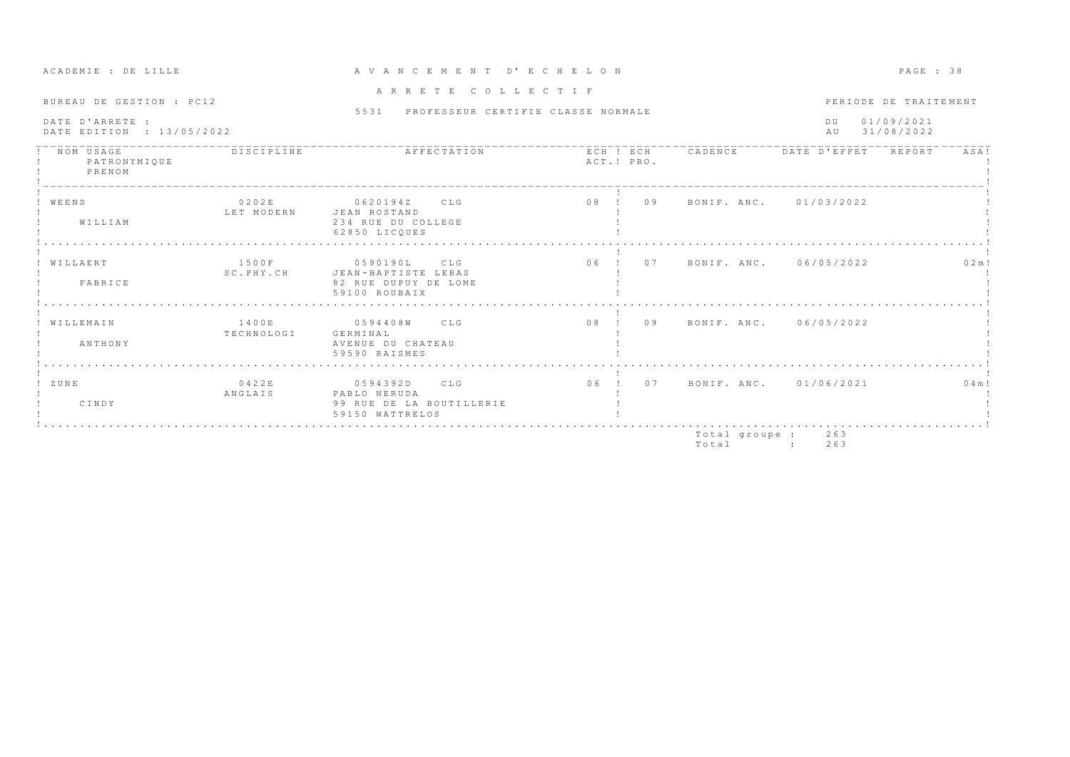ACADEMIE : DE LILLE

# A V A N C E M E N T  D' E C H E L O N

## A R R E T E  C O L L E C T I F

BUREAU DE GESTION : PC12

5531 PROFESSEUR CERTIFIE CLASSE NORMALE

DATE D'ARRETE :
DATE EDITION : 13/05/2022

PERIODE DE TRAITEMENT
DU 01/09/2021
AU 31/08/2022

| NOM USAGE / PATRONYMIQUE / PRENOM | DISCIPLINE | AFFECTATION | ECH ACT. | ECH PRO. | CADENCE | DATE D'EFFET | REPORT | ASA |
|---|---|---|---|---|---|---|---|---|
| WEENS<br>WILLIAM | 0202E<br>LET MODERN | 0620194Z CLG<br>JEAN ROSTAND<br>234 RUE DU COLLEGE<br>62850 LICQUES | 08 | 09 | BONIF. ANC. | 01/03/2022 | | |
| WILLAERT<br>FABRICE | 1500F<br>SC.PHY.CH | 0590190L CLG<br>JEAN-BAPTISTE LEBAS<br>82 RUE DUPUY DE LOME<br>59100 ROUBAIX | 06 | 07 | BONIF. ANC. | 06/05/2022 | | 02m |
| WILLEMAIN<br>ANTHONY | 1400E<br>TECHNOLOGI | 0594408W CLG<br>GERMINAL<br>AVENUE DU CHATEAU<br>59590 RAISMES | 08 | 09 | BONIF. ANC. | 06/05/2022 | | |
| ZUNE<br>CINDY | 0422E<br>ANGLAIS | 0594392D CLG<br>PABLO NERUDA<br>99 RUE DE LA BOUTILLERIE<br>59150 WATTRELOS | 06 | 07 | BONIF. ANC. | 01/06/2021 | | 04m |

Total groupe : 263
Total : 263